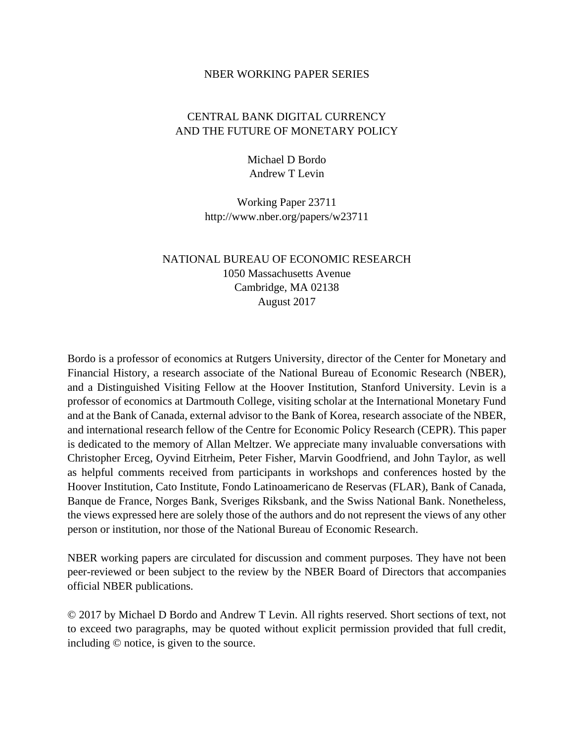NBER WORKING PAPER SERIES

# CENTRAL BANK DIGITAL CURRENCY AND THE FUTURE OF MONETARY POLICY

Michael D Bordo
Andrew T Levin

Working Paper 23711
http://www.nber.org/papers/w23711

NATIONAL BUREAU OF ECONOMIC RESEARCH
1050 Massachusetts Avenue
Cambridge, MA 02138
August 2017

Bordo is a professor of economics at Rutgers University, director of the Center for Monetary and Financial History, a research associate of the National Bureau of Economic Research (NBER), and a Distinguished Visiting Fellow at the Hoover Institution, Stanford University. Levin is a professor of economics at Dartmouth College, visiting scholar at the International Monetary Fund and at the Bank of Canada, external advisor to the Bank of Korea, research associate of the NBER, and international research fellow of the Centre for Economic Policy Research (CEPR). This paper is dedicated to the memory of Allan Meltzer. We appreciate many invaluable conversations with Christopher Erceg, Oyvind Eitrheim, Peter Fisher, Marvin Goodfriend, and John Taylor, as well as helpful comments received from participants in workshops and conferences hosted by the Hoover Institution, Cato Institute, Fondo Latinoamericano de Reservas (FLAR), Bank of Canada, Banque de France, Norges Bank, Sveriges Riksbank, and the Swiss National Bank. Nonetheless, the views expressed here are solely those of the authors and do not represent the views of any other person or institution, nor those of the National Bureau of Economic Research.

NBER working papers are circulated for discussion and comment purposes. They have not been peer-reviewed or been subject to the review by the NBER Board of Directors that accompanies official NBER publications.

© 2017 by Michael D Bordo and Andrew T Levin. All rights reserved. Short sections of text, not to exceed two paragraphs, may be quoted without explicit permission provided that full credit, including © notice, is given to the source.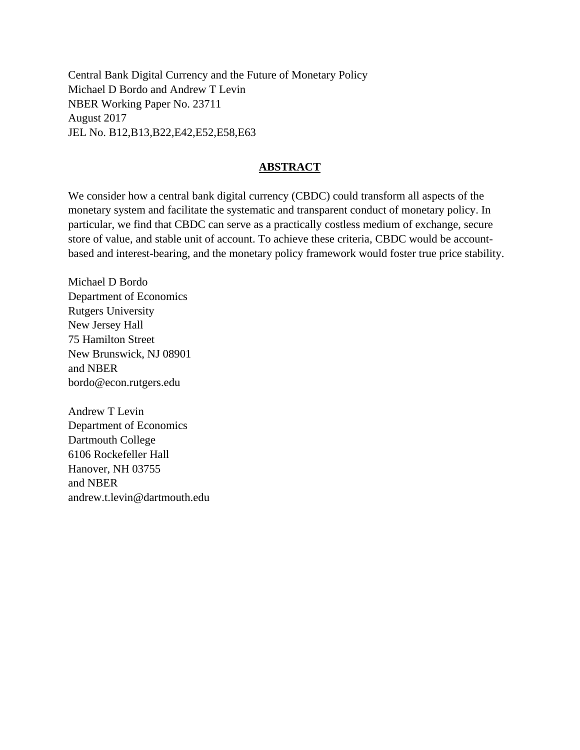Central Bank Digital Currency and the Future of Monetary Policy
Michael D Bordo and Andrew T Levin
NBER Working Paper No. 23711
August 2017
JEL No. B12,B13,B22,E42,E52,E58,E63

## ABSTRACT

We consider how a central bank digital currency (CBDC) could transform all aspects of the monetary system and facilitate the systematic and transparent conduct of monetary policy. In particular, we find that CBDC can serve as a practically costless medium of exchange, secure store of value, and stable unit of account. To achieve these criteria, CBDC would be account-based and interest-bearing, and the monetary policy framework would foster true price stability.

Michael D Bordo
Department of Economics
Rutgers University
New Jersey Hall
75 Hamilton Street
New Brunswick, NJ 08901
and NBER
bordo@econ.rutgers.edu

Andrew T Levin
Department of Economics
Dartmouth College
6106 Rockefeller Hall
Hanover, NH 03755
and NBER
andrew.t.levin@dartmouth.edu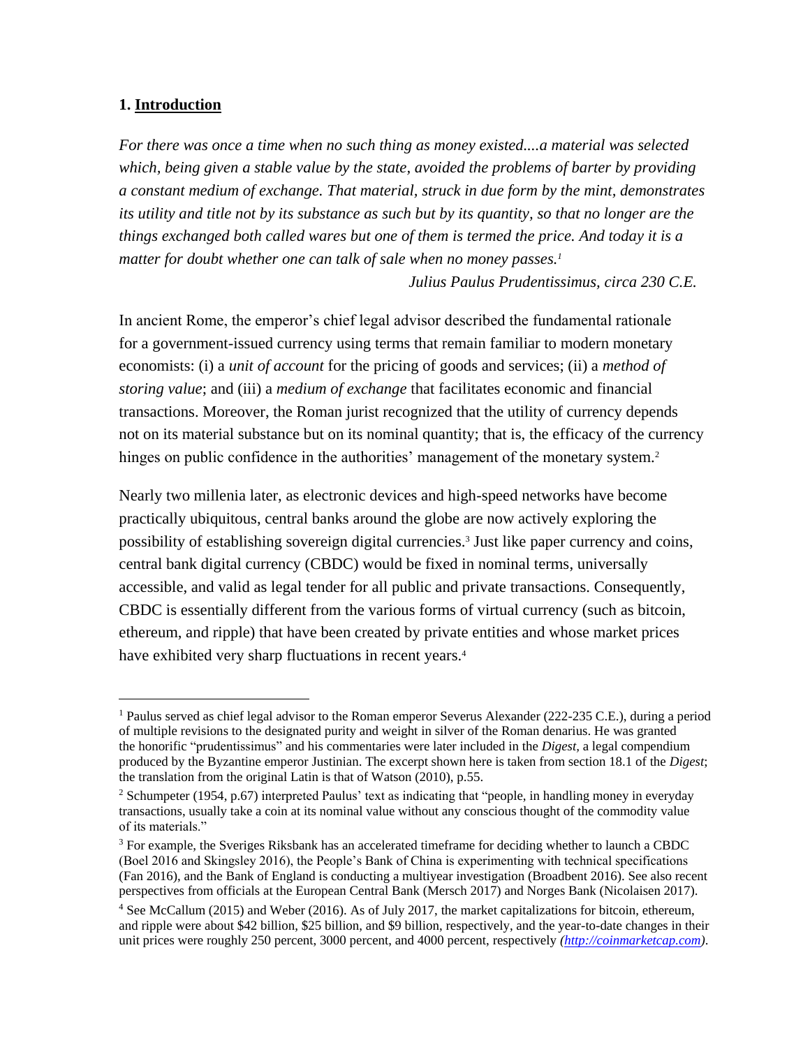## 1. Introduction

*For there was once a time when no such thing as money existed....a material was selected which, being given a stable value by the state, avoided the problems of barter by providing a constant medium of exchange. That material, struck in due form by the mint, demonstrates its utility and title not by its substance as such but by its quantity, so that no longer are the things exchanged both called wares but one of them is termed the price. And today it is a matter for doubt whether one can talk of sale when no money passes.*[1]

*Julius Paulus Prudentissimus, circa 230 C.E.*

In ancient Rome, the emperor's chief legal advisor described the fundamental rationale for a government-issued currency using terms that remain familiar to modern monetary economists: (i) a *unit of account* for the pricing of goods and services; (ii) a *method of storing value*; and (iii) a *medium of exchange* that facilitates economic and financial transactions. Moreover, the Roman jurist recognized that the utility of currency depends not on its material substance but on its nominal quantity; that is, the efficacy of the currency hinges on public confidence in the authorities' management of the monetary system.[2]

Nearly two millenia later, as electronic devices and high-speed networks have become practically ubiquitous, central banks around the globe are now actively exploring the possibility of establishing sovereign digital currencies.[3] Just like paper currency and coins, central bank digital currency (CBDC) would be fixed in nominal terms, universally accessible, and valid as legal tender for all public and private transactions. Consequently, CBDC is essentially different from the various forms of virtual currency (such as bitcoin, ethereum, and ripple) that have been created by private entities and whose market prices have exhibited very sharp fluctuations in recent years.[4]

---

[1] Paulus served as chief legal advisor to the Roman emperor Severus Alexander (222-235 C.E.), during a period of multiple revisions to the designated purity and weight in silver of the Roman denarius. He was granted the honorific "prudentissimus" and his commentaries were later included in the *Digest*, a legal compendium produced by the Byzantine emperor Justinian. The excerpt shown here is taken from section 18.1 of the *Digest*; the translation from the original Latin is that of Watson (2010), p.55.

[2] Schumpeter (1954, p.67) interpreted Paulus' text as indicating that "people, in handling money in everyday transactions, usually take a coin at its nominal value without any conscious thought of the commodity value of its materials."

[3] For example, the Sveriges Riksbank has an accelerated timeframe for deciding whether to launch a CBDC (Boel 2016 and Skingsley 2016), the People's Bank of China is experimenting with technical specifications (Fan 2016), and the Bank of England is conducting a multiyear investigation (Broadbent 2016). See also recent perspectives from officials at the European Central Bank (Mersch 2017) and Norges Bank (Nicolaisen 2017).

[4] See McCallum (2015) and Weber (2016). As of July 2017, the market capitalizations for bitcoin, ethereum, and ripple were about $42 billion, $25 billion, and $9 billion, respectively, and the year-to-date changes in their unit prices were roughly 250 percent, 3000 percent, and 4000 percent, respectively *(http://coinmarketcap.com)*.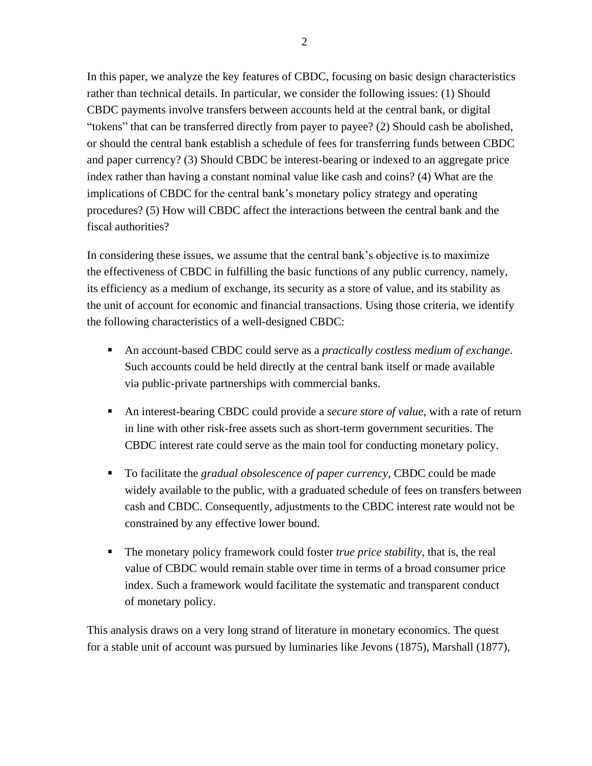In this paper, we analyze the key features of CBDC, focusing on basic design characteristics rather than technical details. In particular, we consider the following issues: (1) Should CBDC payments involve transfers between accounts held at the central bank, or digital "tokens" that can be transferred directly from payer to payee? (2) Should cash be abolished, or should the central bank establish a schedule of fees for transferring funds between CBDC and paper currency? (3) Should CBDC be interest-bearing or indexed to an aggregate price index rather than having a constant nominal value like cash and coins? (4) What are the implications of CBDC for the central bank's monetary policy strategy and operating procedures? (5) How will CBDC affect the interactions between the central bank and the fiscal authorities?

In considering these issues, we assume that the central bank's objective is to maximize the effectiveness of CBDC in fulfilling the basic functions of any public currency, namely, its efficiency as a medium of exchange, its security as a store of value, and its stability as the unit of account for economic and financial transactions. Using those criteria, we identify the following characteristics of a well-designed CBDC:

- An account-based CBDC could serve as a *practically costless medium of exchange*. Such accounts could be held directly at the central bank itself or made available via public-private partnerships with commercial banks.

- An interest-bearing CBDC could provide a *secure store of value*, with a rate of return in line with other risk-free assets such as short-term government securities. The CBDC interest rate could serve as the main tool for conducting monetary policy.

- To facilitate the *gradual obsolescence of paper currency*, CBDC could be made widely available to the public, with a graduated schedule of fees on transfers between cash and CBDC. Consequently, adjustments to the CBDC interest rate would not be constrained by any effective lower bound.

- The monetary policy framework could foster *true price stability*, that is, the real value of CBDC would remain stable over time in terms of a broad consumer price index. Such a framework would facilitate the systematic and transparent conduct of monetary policy.

This analysis draws on a very long strand of literature in monetary economics. The quest for a stable unit of account was pursued by luminaries like Jevons (1875), Marshall (1877),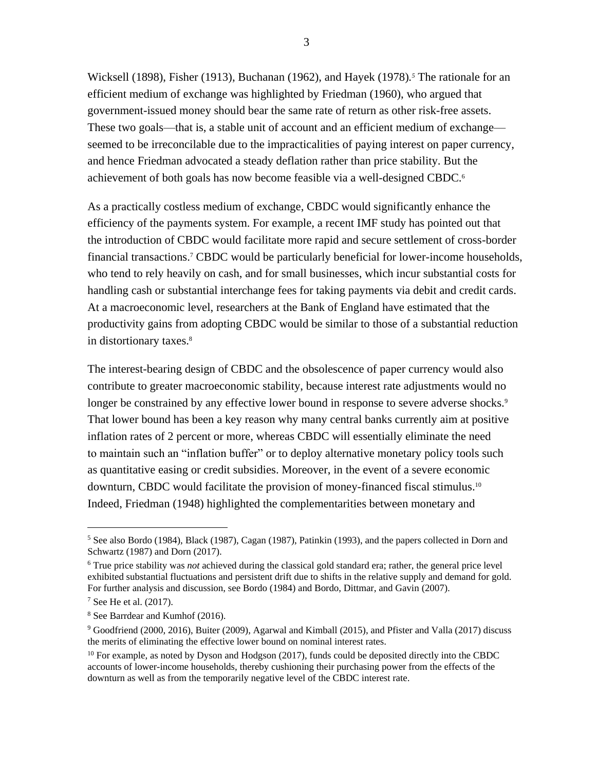Wicksell (1898), Fisher (1913), Buchanan (1962), and Hayek (1978).[5] The rationale for an efficient medium of exchange was highlighted by Friedman (1960), who argued that government-issued money should bear the same rate of return as other risk-free assets. These two goals—that is, a stable unit of account and an efficient medium of exchange—seemed to be irreconcilable due to the impracticalities of paying interest on paper currency, and hence Friedman advocated a steady deflation rather than price stability. But the achievement of both goals has now become feasible via a well-designed CBDC.[6]

As a practically costless medium of exchange, CBDC would significantly enhance the efficiency of the payments system. For example, a recent IMF study has pointed out that the introduction of CBDC would facilitate more rapid and secure settlement of cross-border financial transactions.[7] CBDC would be particularly beneficial for lower-income households, who tend to rely heavily on cash, and for small businesses, which incur substantial costs for handling cash or substantial interchange fees for taking payments via debit and credit cards. At a macroeconomic level, researchers at the Bank of England have estimated that the productivity gains from adopting CBDC would be similar to those of a substantial reduction in distortionary taxes.[8]

The interest-bearing design of CBDC and the obsolescence of paper currency would also contribute to greater macroeconomic stability, because interest rate adjustments would no longer be constrained by any effective lower bound in response to severe adverse shocks.[9] That lower bound has been a key reason why many central banks currently aim at positive inflation rates of 2 percent or more, whereas CBDC will essentially eliminate the need to maintain such an "inflation buffer" or to deploy alternative monetary policy tools such as quantitative easing or credit subsidies. Moreover, in the event of a severe economic downturn, CBDC would facilitate the provision of money-financed fiscal stimulus.[10] Indeed, Friedman (1948) highlighted the complementarities between monetary and

---

[5] See also Bordo (1984), Black (1987), Cagan (1987), Patinkin (1993), and the papers collected in Dorn and Schwartz (1987) and Dorn (2017).

[6] True price stability was *not* achieved during the classical gold standard era; rather, the general price level exhibited substantial fluctuations and persistent drift due to shifts in the relative supply and demand for gold. For further analysis and discussion, see Bordo (1984) and Bordo, Dittmar, and Gavin (2007).

[7] See He et al. (2017).

[8] See Barrdear and Kumhof (2016).

[9] Goodfriend (2000, 2016), Buiter (2009), Agarwal and Kimball (2015), and Pfister and Valla (2017) discuss the merits of eliminating the effective lower bound on nominal interest rates.

[10] For example, as noted by Dyson and Hodgson (2017), funds could be deposited directly into the CBDC accounts of lower-income households, thereby cushioning their purchasing power from the effects of the downturn as well as from the temporarily negative level of the CBDC interest rate.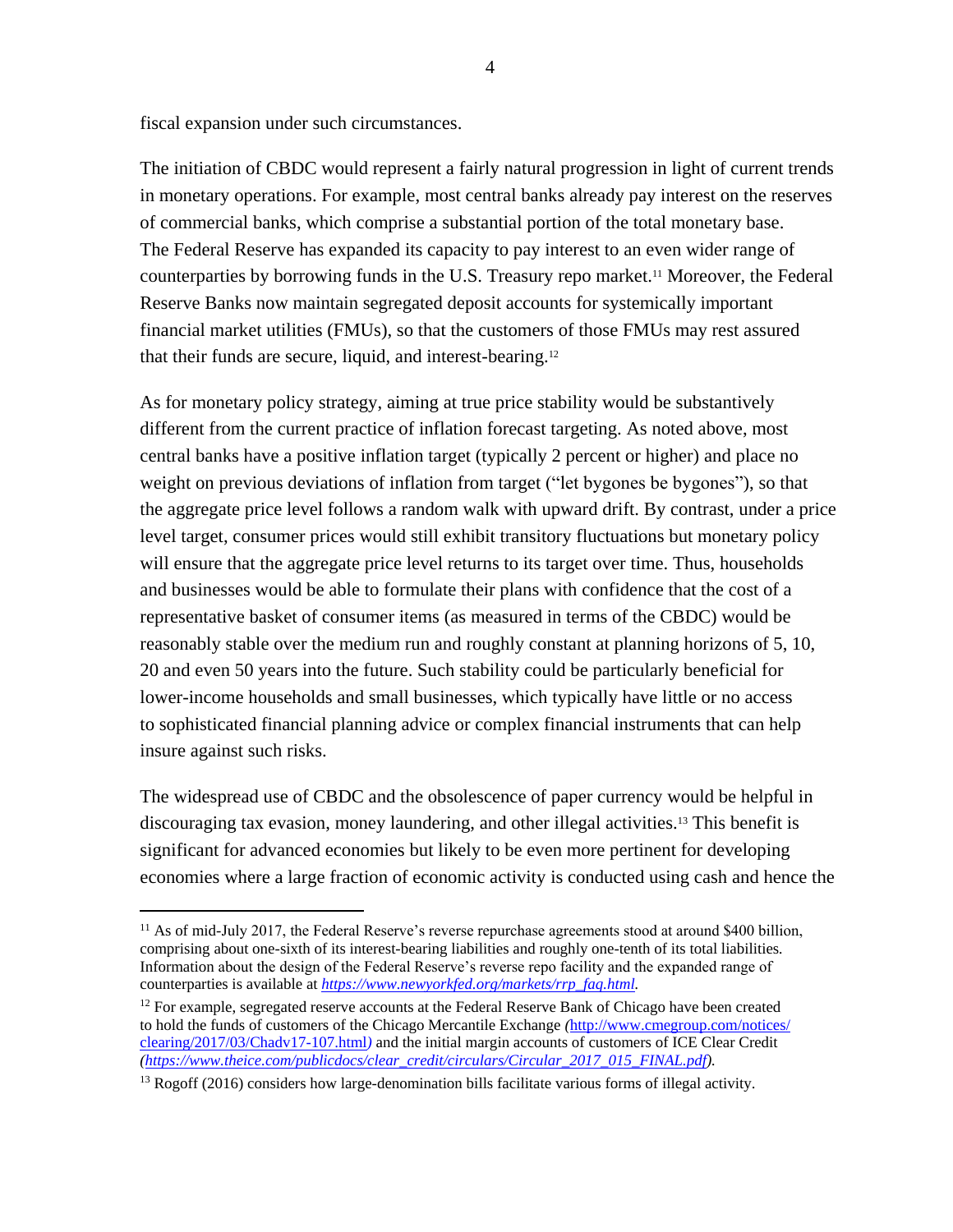fiscal expansion under such circumstances.

The initiation of CBDC would represent a fairly natural progression in light of current trends in monetary operations. For example, most central banks already pay interest on the reserves of commercial banks, which comprise a substantial portion of the total monetary base. The Federal Reserve has expanded its capacity to pay interest to an even wider range of counterparties by borrowing funds in the U.S. Treasury repo market.[11] Moreover, the Federal Reserve Banks now maintain segregated deposit accounts for systemically important financial market utilities (FMUs), so that the customers of those FMUs may rest assured that their funds are secure, liquid, and interest-bearing.[12]

As for monetary policy strategy, aiming at true price stability would be substantively different from the current practice of inflation forecast targeting. As noted above, most central banks have a positive inflation target (typically 2 percent or higher) and place no weight on previous deviations of inflation from target ("let bygones be bygones"), so that the aggregate price level follows a random walk with upward drift. By contrast, under a price level target, consumer prices would still exhibit transitory fluctuations but monetary policy will ensure that the aggregate price level returns to its target over time. Thus, households and businesses would be able to formulate their plans with confidence that the cost of a representative basket of consumer items (as measured in terms of the CBDC) would be reasonably stable over the medium run and roughly constant at planning horizons of 5, 10, 20 and even 50 years into the future. Such stability could be particularly beneficial for lower-income households and small businesses, which typically have little or no access to sophisticated financial planning advice or complex financial instruments that can help insure against such risks.

The widespread use of CBDC and the obsolescence of paper currency would be helpful in discouraging tax evasion, money laundering, and other illegal activities.[13] This benefit is significant for advanced economies but likely to be even more pertinent for developing economies where a large fraction of economic activity is conducted using cash and hence the

---

[11] As of mid-July 2017, the Federal Reserve's reverse repurchase agreements stood at around $400 billion, comprising about one-sixth of its interest-bearing liabilities and roughly one-tenth of its total liabilities. Information about the design of the Federal Reserve's reverse repo facility and the expanded range of counterparties is available at *https://www.newyorkfed.org/markets/rrp_faq.html*.

[12] For example, segregated reserve accounts at the Federal Reserve Bank of Chicago have been created to hold the funds of customers of the Chicago Mercantile Exchange *(*http://www.cmegroup.com/notices/clearing/2017/03/Chadv17-107.html*)* and the initial margin accounts of customers of ICE Clear Credit *(https://www.theice.com/publicdocs/clear_credit/circulars/Circular_2017_015_FINAL.pdf)*.

[13] Rogoff (2016) considers how large-denomination bills facilitate various forms of illegal activity.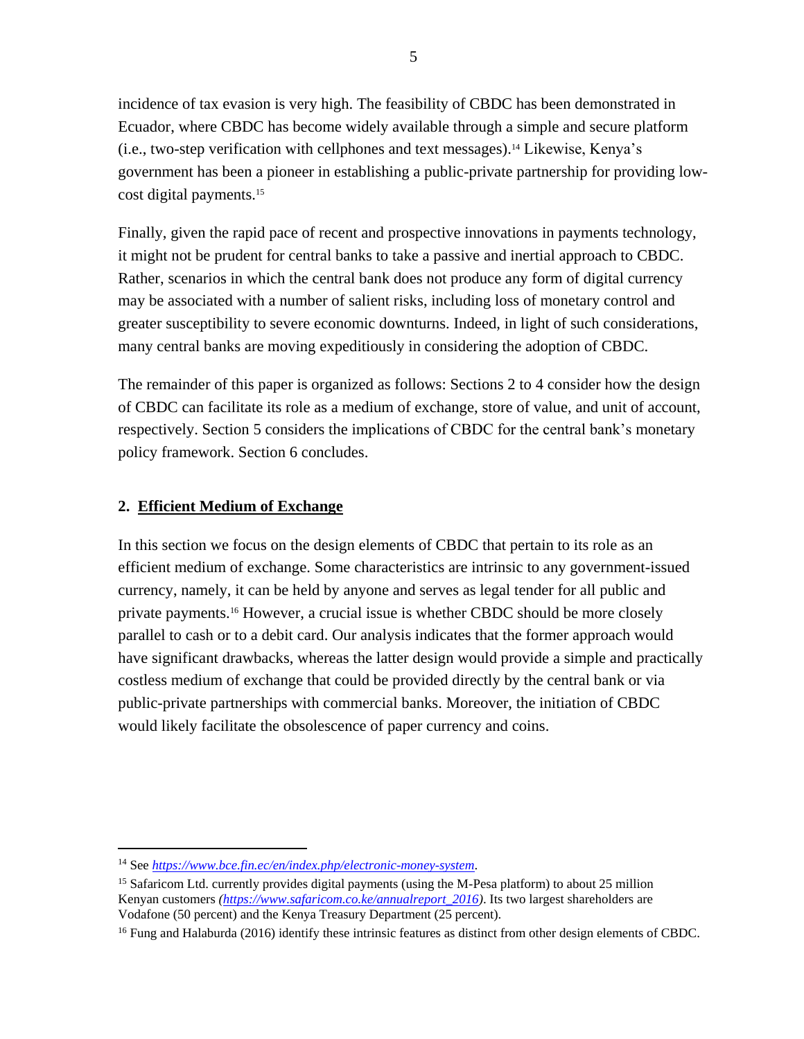incidence of tax evasion is very high. The feasibility of CBDC has been demonstrated in Ecuador, where CBDC has become widely available through a simple and secure platform (i.e., two-step verification with cellphones and text messages).[14] Likewise, Kenya's government has been a pioneer in establishing a public-private partnership for providing low-cost digital payments.[15]

Finally, given the rapid pace of recent and prospective innovations in payments technology, it might not be prudent for central banks to take a passive and inertial approach to CBDC. Rather, scenarios in which the central bank does not produce any form of digital currency may be associated with a number of salient risks, including loss of monetary control and greater susceptibility to severe economic downturns. Indeed, in light of such considerations, many central banks are moving expeditiously in considering the adoption of CBDC.

The remainder of this paper is organized as follows: Sections 2 to 4 consider how the design of CBDC can facilitate its role as a medium of exchange, store of value, and unit of account, respectively. Section 5 considers the implications of CBDC for the central bank's monetary policy framework. Section 6 concludes.

## 2. Efficient Medium of Exchange

In this section we focus on the design elements of CBDC that pertain to its role as an efficient medium of exchange. Some characteristics are intrinsic to any government-issued currency, namely, it can be held by anyone and serves as legal tender for all public and private payments.[16] However, a crucial issue is whether CBDC should be more closely parallel to cash or to a debit card. Our analysis indicates that the former approach would have significant drawbacks, whereas the latter design would provide a simple and practically costless medium of exchange that could be provided directly by the central bank or via public-private partnerships with commercial banks. Moreover, the initiation of CBDC would likely facilitate the obsolescence of paper currency and coins.

---

[14] See *https://www.bce.fin.ec/en/index.php/electronic-money-system*.

[15] Safaricom Ltd. currently provides digital payments (using the M-Pesa platform) to about 25 million Kenyan customers *(https://www.safaricom.co.ke/annualreport_2016)*. Its two largest shareholders are Vodafone (50 percent) and the Kenya Treasury Department (25 percent).

[16] Fung and Halaburda (2016) identify these intrinsic features as distinct from other design elements of CBDC.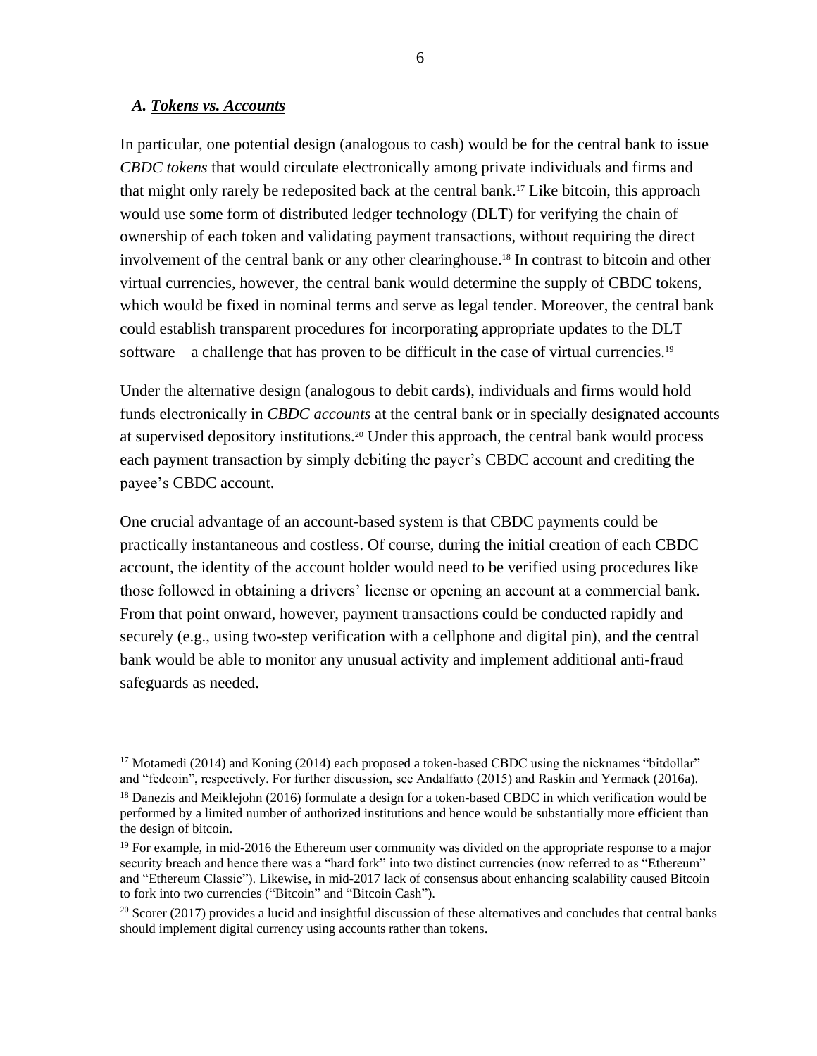### *A. Tokens vs. Accounts*

In particular, one potential design (analogous to cash) would be for the central bank to issue *CBDC tokens* that would circulate electronically among private individuals and firms and that might only rarely be redeposited back at the central bank.[17] Like bitcoin, this approach would use some form of distributed ledger technology (DLT) for verifying the chain of ownership of each token and validating payment transactions, without requiring the direct involvement of the central bank or any other clearinghouse.[18] In contrast to bitcoin and other virtual currencies, however, the central bank would determine the supply of CBDC tokens, which would be fixed in nominal terms and serve as legal tender. Moreover, the central bank could establish transparent procedures for incorporating appropriate updates to the DLT software—a challenge that has proven to be difficult in the case of virtual currencies.[19]

Under the alternative design (analogous to debit cards), individuals and firms would hold funds electronically in *CBDC accounts* at the central bank or in specially designated accounts at supervised depository institutions.[20] Under this approach, the central bank would process each payment transaction by simply debiting the payer's CBDC account and crediting the payee's CBDC account.

One crucial advantage of an account-based system is that CBDC payments could be practically instantaneous and costless. Of course, during the initial creation of each CBDC account, the identity of the account holder would need to be verified using procedures like those followed in obtaining a drivers' license or opening an account at a commercial bank. From that point onward, however, payment transactions could be conducted rapidly and securely (e.g., using two-step verification with a cellphone and digital pin), and the central bank would be able to monitor any unusual activity and implement additional anti-fraud safeguards as needed.

---

[17] Motamedi (2014) and Koning (2014) each proposed a token-based CBDC using the nicknames "bitdollar" and "fedcoin", respectively. For further discussion, see Andalfatto (2015) and Raskin and Yermack (2016a).

[18] Danezis and Meiklejohn (2016) formulate a design for a token-based CBDC in which verification would be performed by a limited number of authorized institutions and hence would be substantially more efficient than the design of bitcoin.

[19] For example, in mid-2016 the Ethereum user community was divided on the appropriate response to a major security breach and hence there was a "hard fork" into two distinct currencies (now referred to as "Ethereum" and "Ethereum Classic"). Likewise, in mid-2017 lack of consensus about enhancing scalability caused Bitcoin to fork into two currencies ("Bitcoin" and "Bitcoin Cash").

[20] Scorer (2017) provides a lucid and insightful discussion of these alternatives and concludes that central banks should implement digital currency using accounts rather than tokens.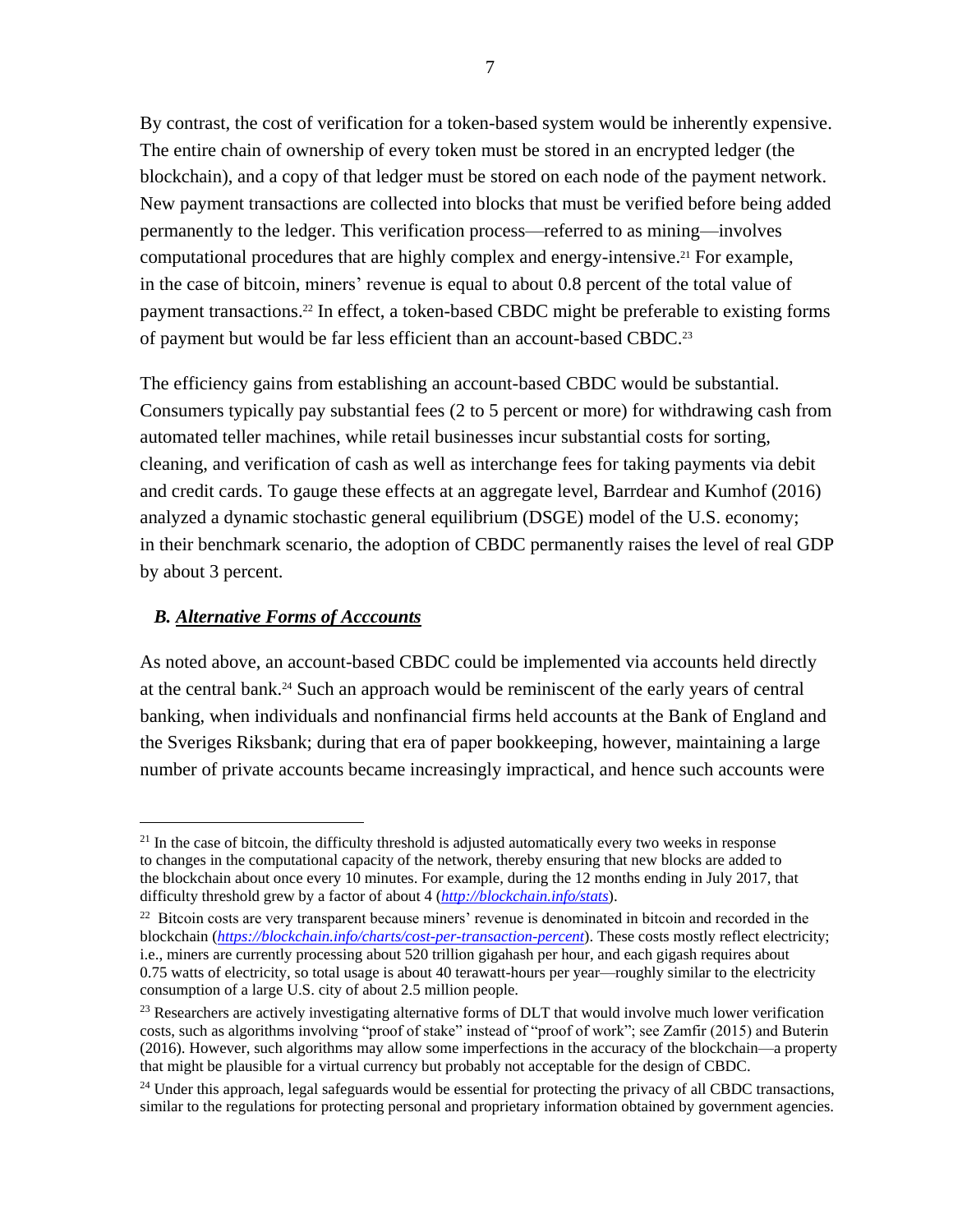By contrast, the cost of verification for a token-based system would be inherently expensive. The entire chain of ownership of every token must be stored in an encrypted ledger (the blockchain), and a copy of that ledger must be stored on each node of the payment network. New payment transactions are collected into blocks that must be verified before being added permanently to the ledger. This verification process—referred to as mining—involves computational procedures that are highly complex and energy-intensive.[21] For example, in the case of bitcoin, miners' revenue is equal to about 0.8 percent of the total value of payment transactions.[22] In effect, a token-based CBDC might be preferable to existing forms of payment but would be far less efficient than an account-based CBDC.[23]

The efficiency gains from establishing an account-based CBDC would be substantial. Consumers typically pay substantial fees (2 to 5 percent or more) for withdrawing cash from automated teller machines, while retail businesses incur substantial costs for sorting, cleaning, and verification of cash as well as interchange fees for taking payments via debit and credit cards. To gauge these effects at an aggregate level, Barrdear and Kumhof (2016) analyzed a dynamic stochastic general equilibrium (DSGE) model of the U.S. economy; in their benchmark scenario, the adoption of CBDC permanently raises the level of real GDP by about 3 percent.

### *B. Alternative Forms of Acccounts*

As noted above, an account-based CBDC could be implemented via accounts held directly at the central bank.[24] Such an approach would be reminiscent of the early years of central banking, when individuals and nonfinancial firms held accounts at the Bank of England and the Sveriges Riksbank; during that era of paper bookkeeping, however, maintaining a large number of private accounts became increasingly impractical, and hence such accounts were

---

[21] In the case of bitcoin, the difficulty threshold is adjusted automatically every two weeks in response to changes in the computational capacity of the network, thereby ensuring that new blocks are added to the blockchain about once every 10 minutes. For example, during the 12 months ending in July 2017, that difficulty threshold grew by a factor of about 4 (*http://blockchain.info/stats*).

[22] Bitcoin costs are very transparent because miners' revenue is denominated in bitcoin and recorded in the blockchain (*https://blockchain.info/charts/cost-per-transaction-percent*). These costs mostly reflect electricity; i.e., miners are currently processing about 520 trillion gigahash per hour, and each gigash requires about 0.75 watts of electricity, so total usage is about 40 terawatt-hours per year—roughly similar to the electricity consumption of a large U.S. city of about 2.5 million people.

[23] Researchers are actively investigating alternative forms of DLT that would involve much lower verification costs, such as algorithms involving "proof of stake" instead of "proof of work"; see Zamfir (2015) and Buterin (2016). However, such algorithms may allow some imperfections in the accuracy of the blockchain—a property that might be plausible for a virtual currency but probably not acceptable for the design of CBDC.

[24] Under this approach, legal safeguards would be essential for protecting the privacy of all CBDC transactions, similar to the regulations for protecting personal and proprietary information obtained by government agencies.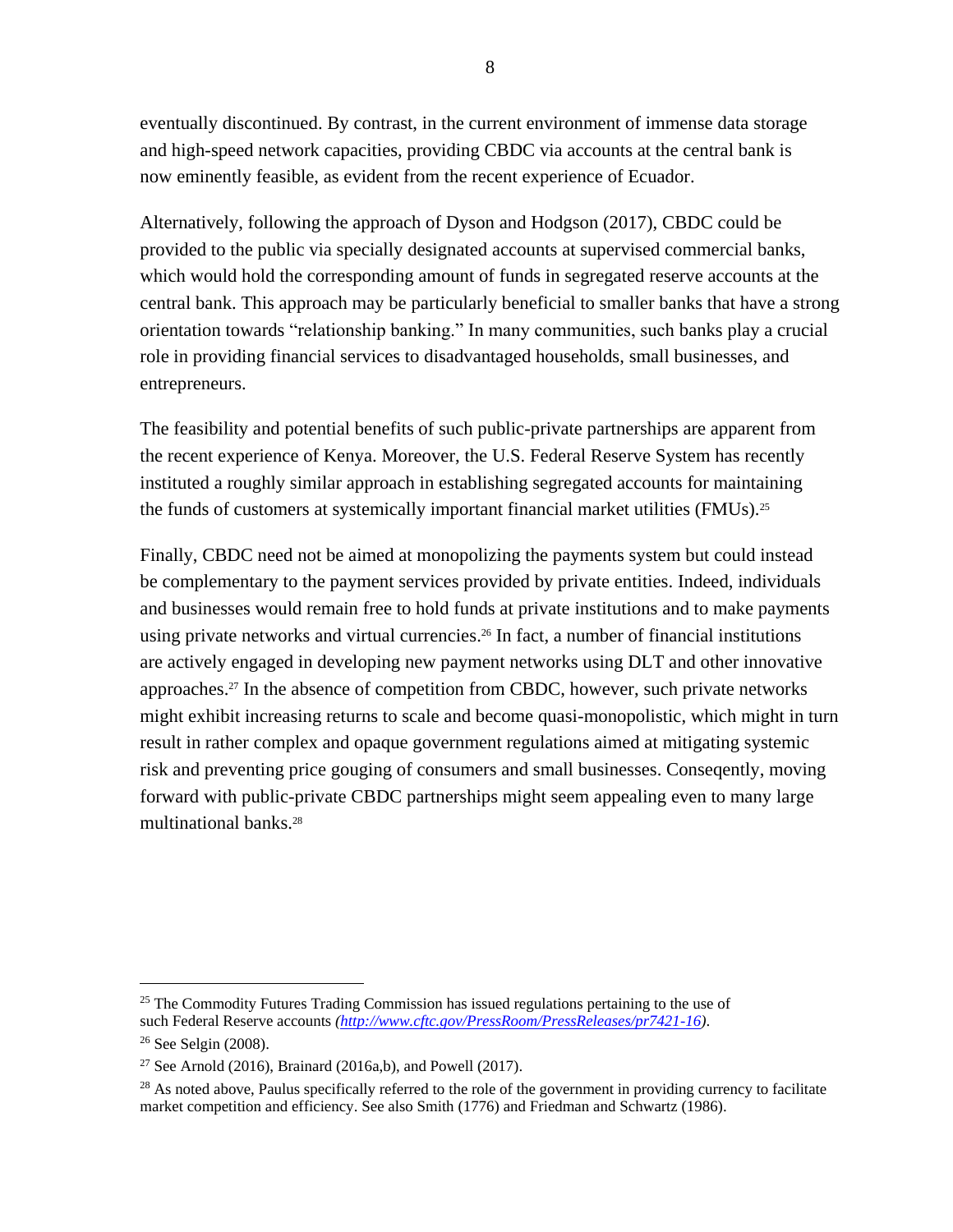eventually discontinued. By contrast, in the current environment of immense data storage and high-speed network capacities, providing CBDC via accounts at the central bank is now eminently feasible, as evident from the recent experience of Ecuador.

Alternatively, following the approach of Dyson and Hodgson (2017), CBDC could be provided to the public via specially designated accounts at supervised commercial banks, which would hold the corresponding amount of funds in segregated reserve accounts at the central bank. This approach may be particularly beneficial to smaller banks that have a strong orientation towards "relationship banking." In many communities, such banks play a crucial role in providing financial services to disadvantaged households, small businesses, and entrepreneurs.

The feasibility and potential benefits of such public-private partnerships are apparent from the recent experience of Kenya. Moreover, the U.S. Federal Reserve System has recently instituted a roughly similar approach in establishing segregated accounts for maintaining the funds of customers at systemically important financial market utilities (FMUs).[25]

Finally, CBDC need not be aimed at monopolizing the payments system but could instead be complementary to the payment services provided by private entities. Indeed, individuals and businesses would remain free to hold funds at private institutions and to make payments using private networks and virtual currencies.[26] In fact, a number of financial institutions are actively engaged in developing new payment networks using DLT and other innovative approaches.[27] In the absence of competition from CBDC, however, such private networks might exhibit increasing returns to scale and become quasi-monopolistic, which might in turn result in rather complex and opaque government regulations aimed at mitigating systemic risk and preventing price gouging of consumers and small businesses. Conseqently, moving forward with public-private CBDC partnerships might seem appealing even to many large multinational banks.[28]

---

[25] The Commodity Futures Trading Commission has issued regulations pertaining to the use of such Federal Reserve accounts *(http://www.cftc.gov/PressRoom/PressReleases/pr7421-16)*.

[26] See Selgin (2008).

[27] See Arnold (2016), Brainard (2016a,b), and Powell (2017).

[28] As noted above, Paulus specifically referred to the role of the government in providing currency to facilitate market competition and efficiency. See also Smith (1776) and Friedman and Schwartz (1986).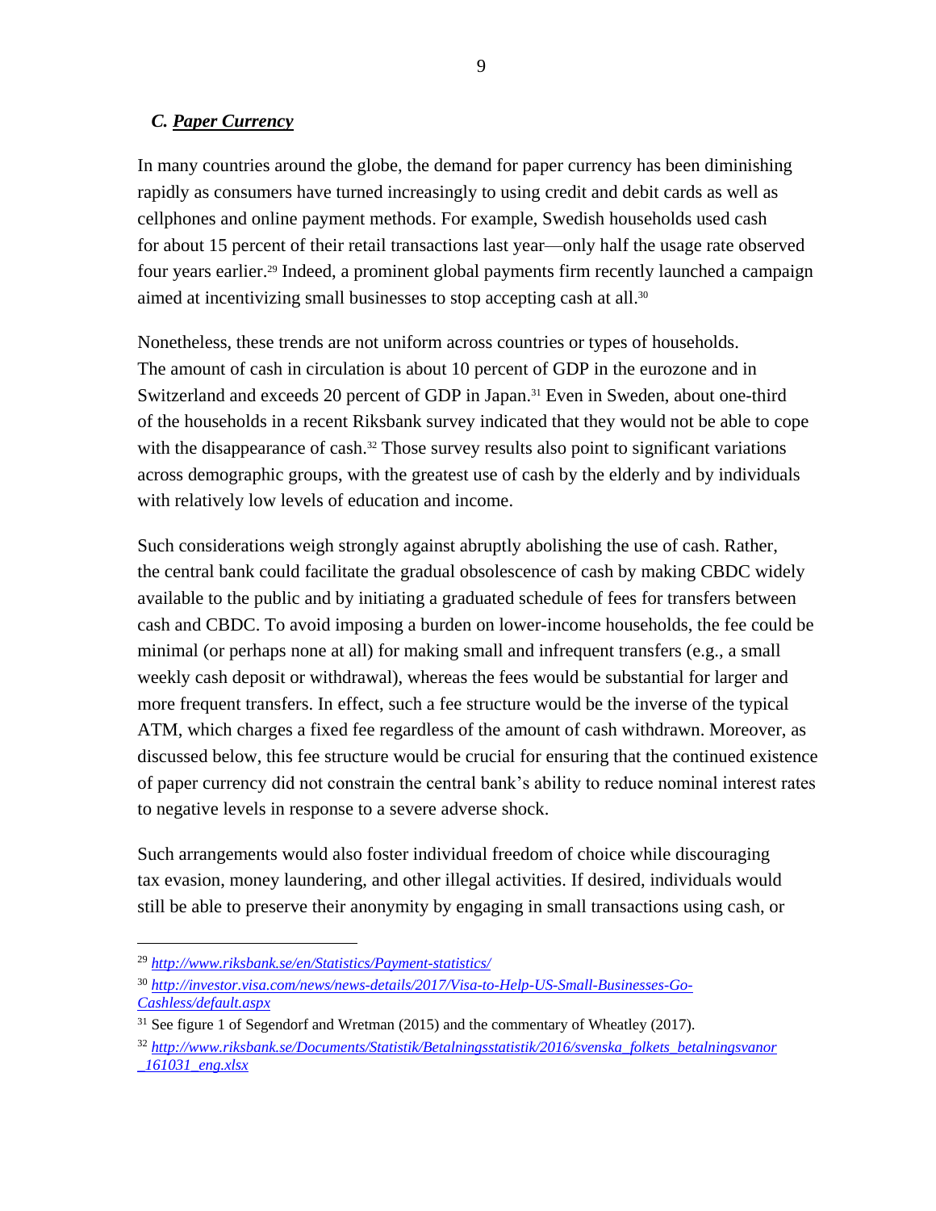### C. Paper Currency

In many countries around the globe, the demand for paper currency has been diminishing rapidly as consumers have turned increasingly to using credit and debit cards as well as cellphones and online payment methods. For example, Swedish households used cash for about 15 percent of their retail transactions last year—only half the usage rate observed four years earlier.[29] Indeed, a prominent global payments firm recently launched a campaign aimed at incentivizing small businesses to stop accepting cash at all.[30]

Nonetheless, these trends are not uniform across countries or types of households. The amount of cash in circulation is about 10 percent of GDP in the eurozone and in Switzerland and exceeds 20 percent of GDP in Japan.[31] Even in Sweden, about one-third of the households in a recent Riksbank survey indicated that they would not be able to cope with the disappearance of cash.[32] Those survey results also point to significant variations across demographic groups, with the greatest use of cash by the elderly and by individuals with relatively low levels of education and income.

Such considerations weigh strongly against abruptly abolishing the use of cash. Rather, the central bank could facilitate the gradual obsolescence of cash by making CBDC widely available to the public and by initiating a graduated schedule of fees for transfers between cash and CBDC. To avoid imposing a burden on lower-income households, the fee could be minimal (or perhaps none at all) for making small and infrequent transfers (e.g., a small weekly cash deposit or withdrawal), whereas the fees would be substantial for larger and more frequent transfers. In effect, such a fee structure would be the inverse of the typical ATM, which charges a fixed fee regardless of the amount of cash withdrawn. Moreover, as discussed below, this fee structure would be crucial for ensuring that the continued existence of paper currency did not constrain the central bank's ability to reduce nominal interest rates to negative levels in response to a severe adverse shock.

Such arrangements would also foster individual freedom of choice while discouraging tax evasion, money laundering, and other illegal activities. If desired, individuals would still be able to preserve their anonymity by engaging in small transactions using cash, or

---

[29] *http://www.riksbank.se/en/Statistics/Payment-statistics/*

[30] *http://investor.visa.com/news/news-details/2017/Visa-to-Help-US-Small-Businesses-Go-Cashless/default.aspx*

[31] See figure 1 of Segendorf and Wretman (2015) and the commentary of Wheatley (2017).

[32] *http://www.riksbank.se/Documents/Statistik/Betalningsstatistik/2016/svenska_folkets_betalningsvanor_161031_eng.xlsx*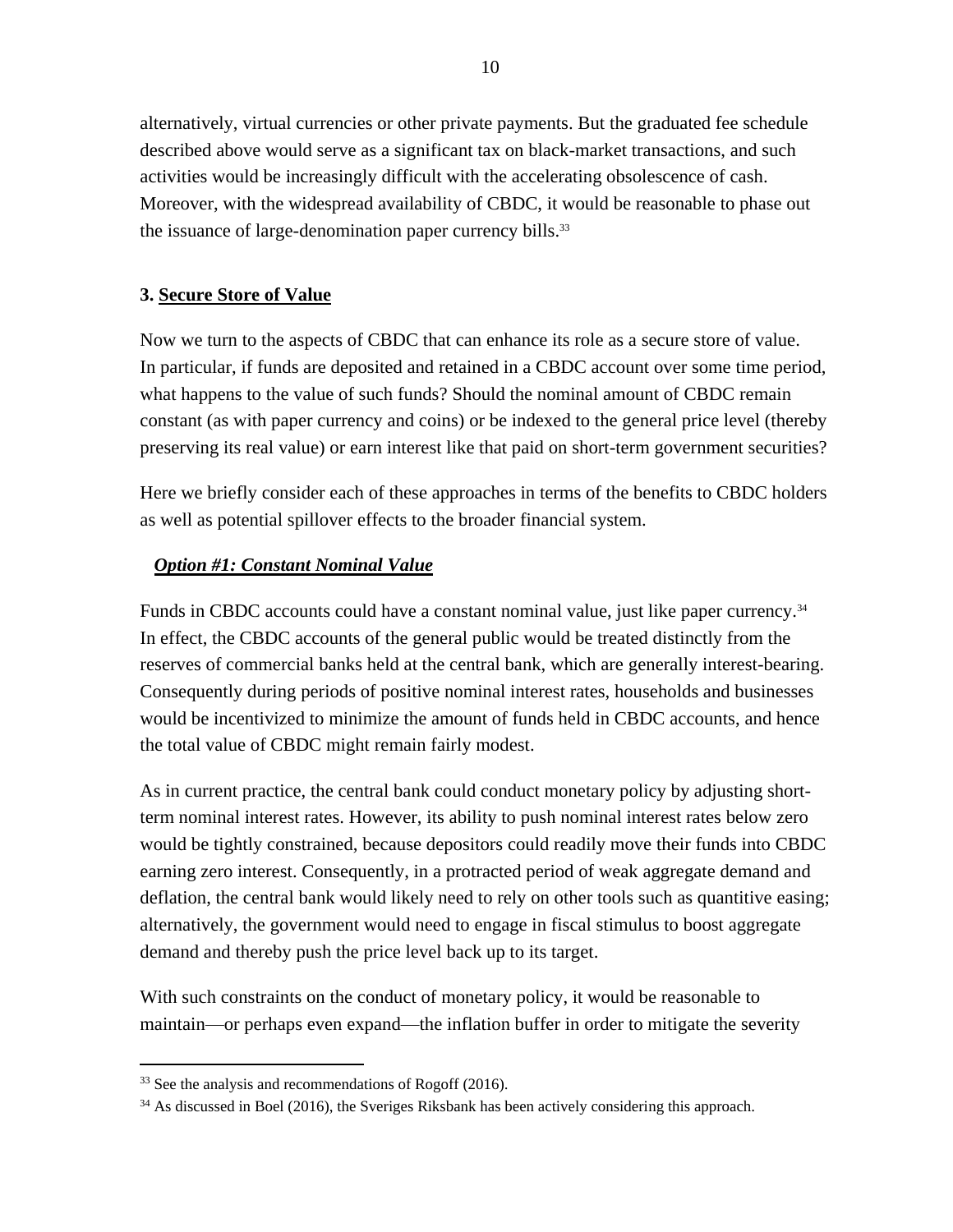alternatively, virtual currencies or other private payments. But the graduated fee schedule described above would serve as a significant tax on black-market transactions, and such activities would be increasingly difficult with the accelerating obsolescence of cash. Moreover, with the widespread availability of CBDC, it would be reasonable to phase out the issuance of large-denomination paper currency bills.[33]

### 3. Secure Store of Value

Now we turn to the aspects of CBDC that can enhance its role as a secure store of value. In particular, if funds are deposited and retained in a CBDC account over some time period, what happens to the value of such funds? Should the nominal amount of CBDC remain constant (as with paper currency and coins) or be indexed to the general price level (thereby preserving its real value) or earn interest like that paid on short-term government securities?

Here we briefly consider each of these approaches in terms of the benefits to CBDC holders as well as potential spillover effects to the broader financial system.

#### *Option #1: Constant Nominal Value*

Funds in CBDC accounts could have a constant nominal value, just like paper currency.[34] In effect, the CBDC accounts of the general public would be treated distinctly from the reserves of commercial banks held at the central bank, which are generally interest-bearing. Consequently during periods of positive nominal interest rates, households and businesses would be incentivized to minimize the amount of funds held in CBDC accounts, and hence the total value of CBDC might remain fairly modest.

As in current practice, the central bank could conduct monetary policy by adjusting short-term nominal interest rates. However, its ability to push nominal interest rates below zero would be tightly constrained, because depositors could readily move their funds into CBDC earning zero interest. Consequently, in a protracted period of weak aggregate demand and deflation, the central bank would likely need to rely on other tools such as quantitive easing; alternatively, the government would need to engage in fiscal stimulus to boost aggregate demand and thereby push the price level back up to its target.

With such constraints on the conduct of monetary policy, it would be reasonable to maintain—or perhaps even expand—the inflation buffer in order to mitigate the severity

---

[33] See the analysis and recommendations of Rogoff (2016).

[34] As discussed in Boel (2016), the Sveriges Riksbank has been actively considering this approach.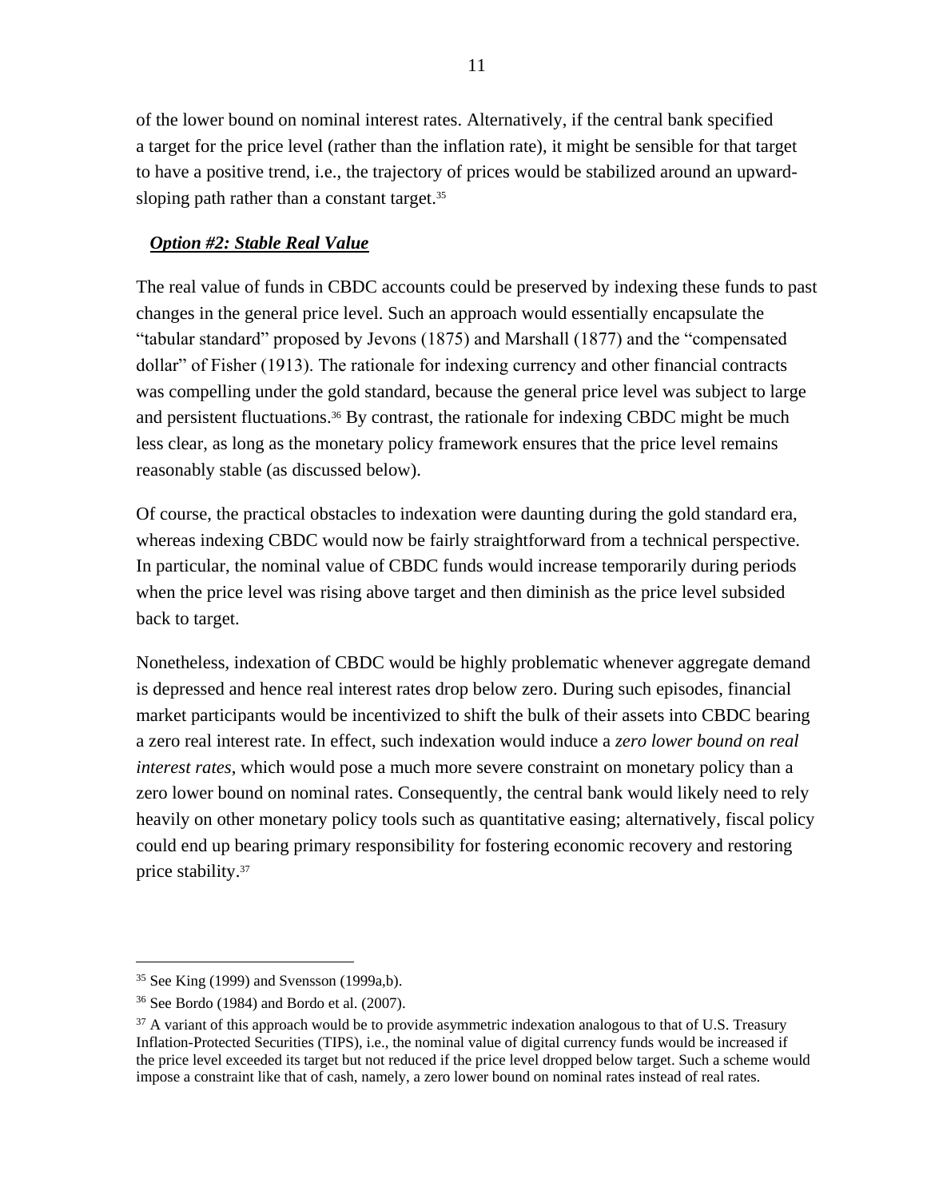of the lower bound on nominal interest rates. Alternatively, if the central bank specified a target for the price level (rather than the inflation rate), it might be sensible for that target to have a positive trend, i.e., the trajectory of prices would be stabilized around an upward-sloping path rather than a constant target.[35]

***Option #2: Stable Real Value***

The real value of funds in CBDC accounts could be preserved by indexing these funds to past changes in the general price level. Such an approach would essentially encapsulate the "tabular standard" proposed by Jevons (1875) and Marshall (1877) and the "compensated dollar" of Fisher (1913). The rationale for indexing currency and other financial contracts was compelling under the gold standard, because the general price level was subject to large and persistent fluctuations.[36] By contrast, the rationale for indexing CBDC might be much less clear, as long as the monetary policy framework ensures that the price level remains reasonably stable (as discussed below).

Of course, the practical obstacles to indexation were daunting during the gold standard era, whereas indexing CBDC would now be fairly straightforward from a technical perspective. In particular, the nominal value of CBDC funds would increase temporarily during periods when the price level was rising above target and then diminish as the price level subsided back to target.

Nonetheless, indexation of CBDC would be highly problematic whenever aggregate demand is depressed and hence real interest rates drop below zero. During such episodes, financial market participants would be incentivized to shift the bulk of their assets into CBDC bearing a zero real interest rate. In effect, such indexation would induce a *zero lower bound on real interest rates*, which would pose a much more severe constraint on monetary policy than a zero lower bound on nominal rates. Consequently, the central bank would likely need to rely heavily on other monetary policy tools such as quantitative easing; alternatively, fiscal policy could end up bearing primary responsibility for fostering economic recovery and restoring price stability.[37]

---

[35] See King (1999) and Svensson (1999a,b).

[36] See Bordo (1984) and Bordo et al. (2007).

[37] A variant of this approach would be to provide asymmetric indexation analogous to that of U.S. Treasury Inflation-Protected Securities (TIPS), i.e., the nominal value of digital currency funds would be increased if the price level exceeded its target but not reduced if the price level dropped below target. Such a scheme would impose a constraint like that of cash, namely, a zero lower bound on nominal rates instead of real rates.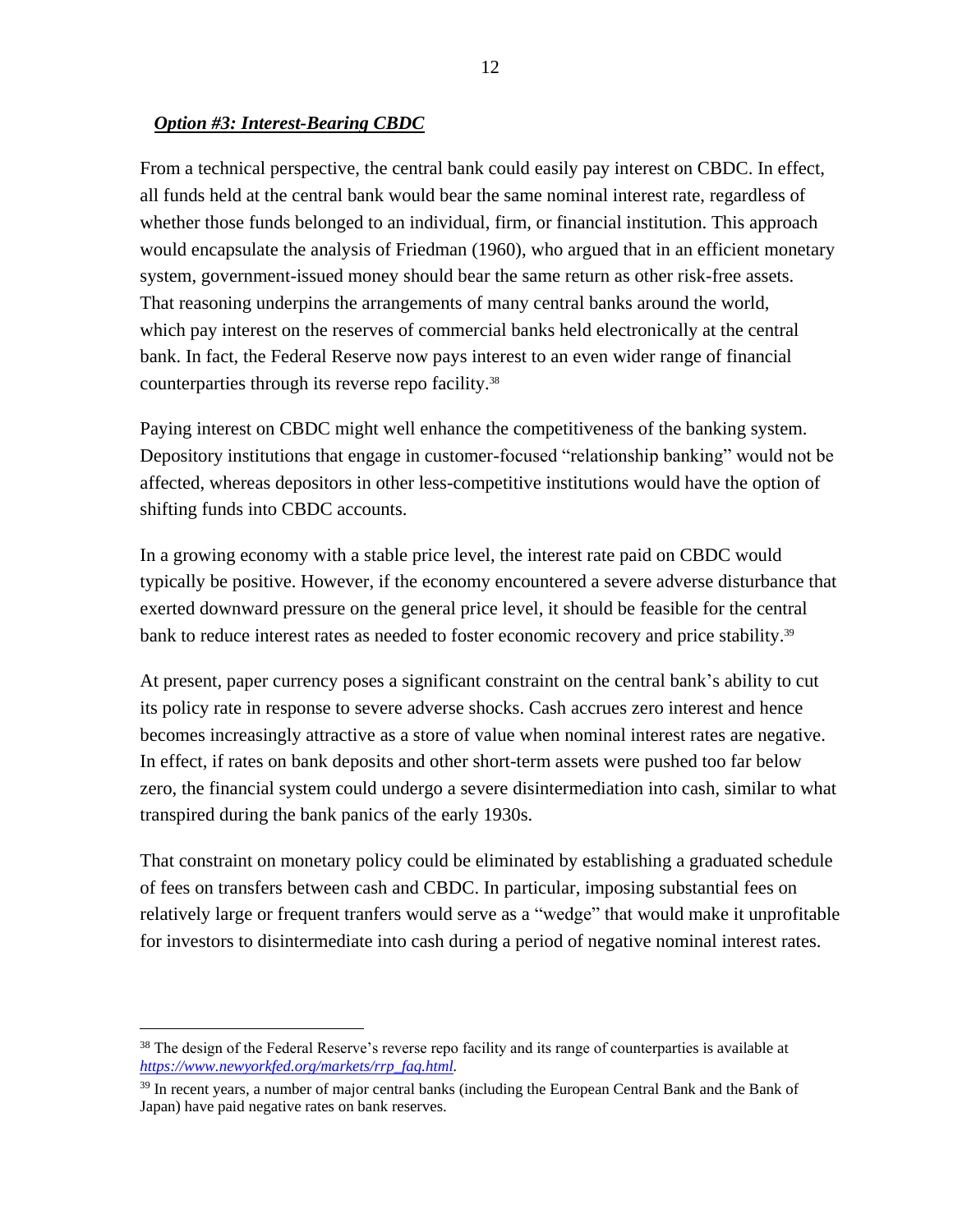***Option #3: Interest-Bearing CBDC***

From a technical perspective, the central bank could easily pay interest on CBDC. In effect, all funds held at the central bank would bear the same nominal interest rate, regardless of whether those funds belonged to an individual, firm, or financial institution. This approach would encapsulate the analysis of Friedman (1960), who argued that in an efficient monetary system, government-issued money should bear the same return as other risk-free assets. That reasoning underpins the arrangements of many central banks around the world, which pay interest on the reserves of commercial banks held electronically at the central bank. In fact, the Federal Reserve now pays interest to an even wider range of financial counterparties through its reverse repo facility.[38]

Paying interest on CBDC might well enhance the competitiveness of the banking system. Depository institutions that engage in customer-focused "relationship banking" would not be affected, whereas depositors in other less-competitive institutions would have the option of shifting funds into CBDC accounts.

In a growing economy with a stable price level, the interest rate paid on CBDC would typically be positive. However, if the economy encountered a severe adverse disturbance that exerted downward pressure on the general price level, it should be feasible for the central bank to reduce interest rates as needed to foster economic recovery and price stability.[39]

At present, paper currency poses a significant constraint on the central bank's ability to cut its policy rate in response to severe adverse shocks. Cash accrues zero interest and hence becomes increasingly attractive as a store of value when nominal interest rates are negative. In effect, if rates on bank deposits and other short-term assets were pushed too far below zero, the financial system could undergo a severe disintermediation into cash, similar to what transpired during the bank panics of the early 1930s.

That constraint on monetary policy could be eliminated by establishing a graduated schedule of fees on transfers between cash and CBDC. In particular, imposing substantial fees on relatively large or frequent tranfers would serve as a "wedge" that would make it unprofitable for investors to disintermediate into cash during a period of negative nominal interest rates.

---

[38] The design of the Federal Reserve's reverse repo facility and its range of counterparties is available at *https://www.newyorkfed.org/markets/rrp_faq.html.*

[39] In recent years, a number of major central banks (including the European Central Bank and the Bank of Japan) have paid negative rates on bank reserves.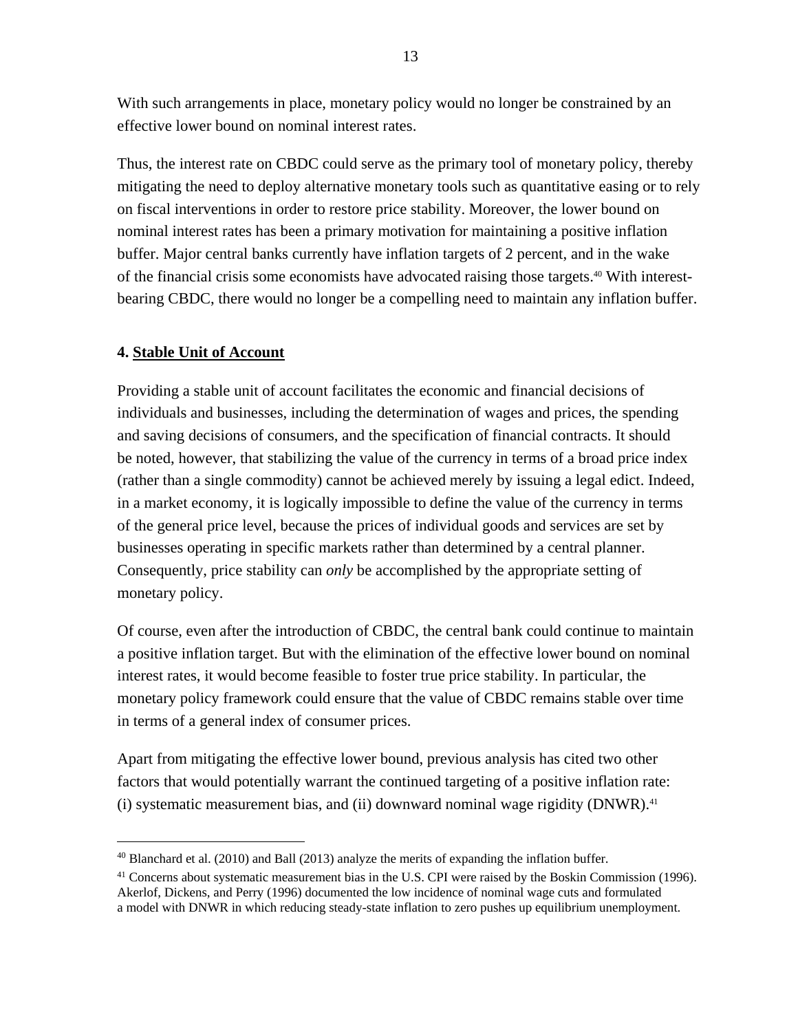With such arrangements in place, monetary policy would no longer be constrained by an effective lower bound on nominal interest rates.

Thus, the interest rate on CBDC could serve as the primary tool of monetary policy, thereby mitigating the need to deploy alternative monetary tools such as quantitative easing or to rely on fiscal interventions in order to restore price stability. Moreover, the lower bound on nominal interest rates has been a primary motivation for maintaining a positive inflation buffer. Major central banks currently have inflation targets of 2 percent, and in the wake of the financial crisis some economists have advocated raising those targets.[40] With interest-bearing CBDC, there would no longer be a compelling need to maintain any inflation buffer.

### 4. Stable Unit of Account

Providing a stable unit of account facilitates the economic and financial decisions of individuals and businesses, including the determination of wages and prices, the spending and saving decisions of consumers, and the specification of financial contracts. It should be noted, however, that stabilizing the value of the currency in terms of a broad price index (rather than a single commodity) cannot be achieved merely by issuing a legal edict. Indeed, in a market economy, it is logically impossible to define the value of the currency in terms of the general price level, because the prices of individual goods and services are set by businesses operating in specific markets rather than determined by a central planner. Consequently, price stability can *only* be accomplished by the appropriate setting of monetary policy.

Of course, even after the introduction of CBDC, the central bank could continue to maintain a positive inflation target. But with the elimination of the effective lower bound on nominal interest rates, it would become feasible to foster true price stability. In particular, the monetary policy framework could ensure that the value of CBDC remains stable over time in terms of a general index of consumer prices.

Apart from mitigating the effective lower bound, previous analysis has cited two other factors that would potentially warrant the continued targeting of a positive inflation rate: (i) systematic measurement bias, and (ii) downward nominal wage rigidity (DNWR).[41]

---

[40] Blanchard et al. (2010) and Ball (2013) analyze the merits of expanding the inflation buffer.

[41] Concerns about systematic measurement bias in the U.S. CPI were raised by the Boskin Commission (1996). Akerlof, Dickens, and Perry (1996) documented the low incidence of nominal wage cuts and formulated a model with DNWR in which reducing steady-state inflation to zero pushes up equilibrium unemployment.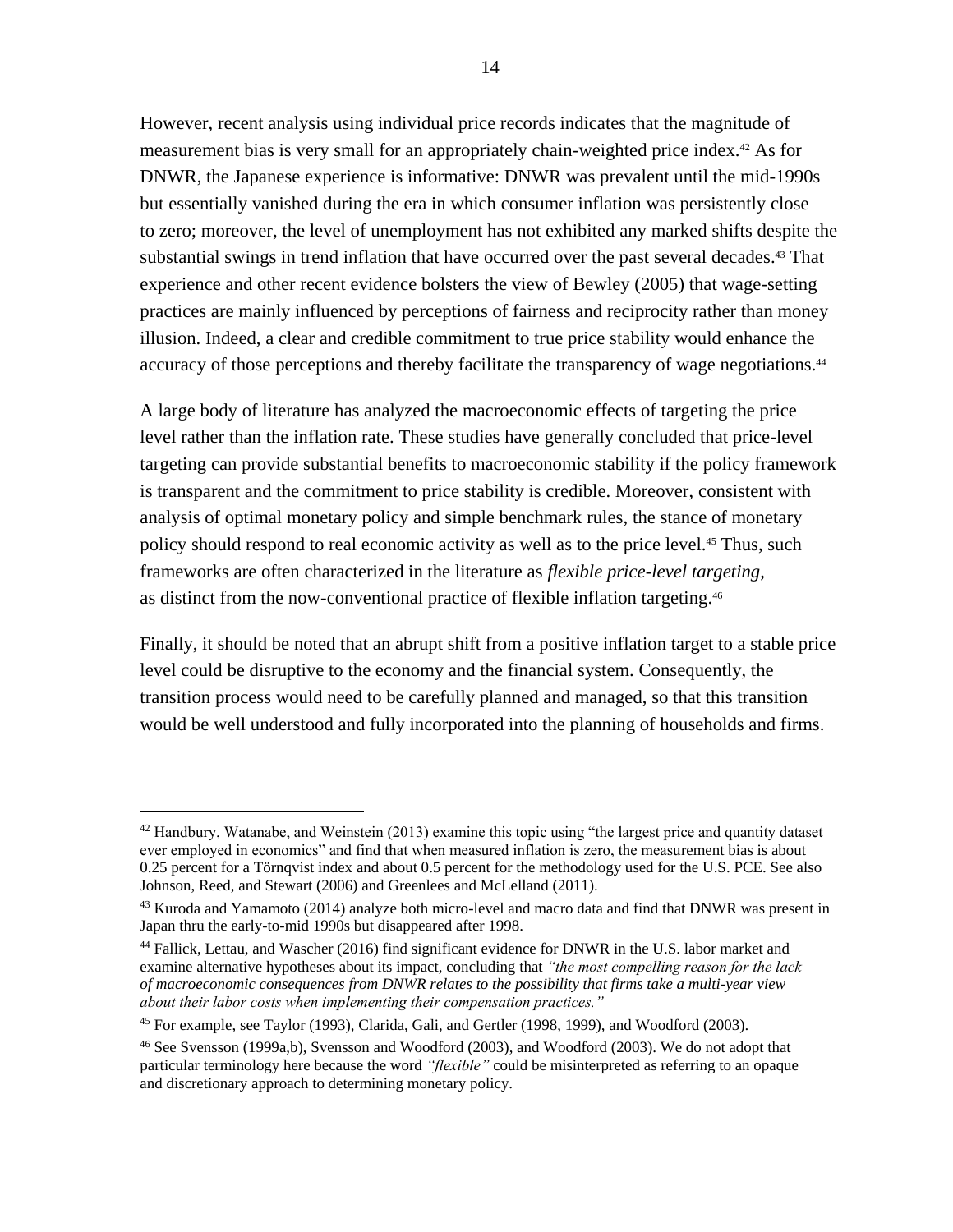However, recent analysis using individual price records indicates that the magnitude of measurement bias is very small for an appropriately chain-weighted price index.[42] As for DNWR, the Japanese experience is informative: DNWR was prevalent until the mid-1990s but essentially vanished during the era in which consumer inflation was persistently close to zero; moreover, the level of unemployment has not exhibited any marked shifts despite the substantial swings in trend inflation that have occurred over the past several decades.[43] That experience and other recent evidence bolsters the view of Bewley (2005) that wage-setting practices are mainly influenced by perceptions of fairness and reciprocity rather than money illusion. Indeed, a clear and credible commitment to true price stability would enhance the accuracy of those perceptions and thereby facilitate the transparency of wage negotiations.[44]

A large body of literature has analyzed the macroeconomic effects of targeting the price level rather than the inflation rate. These studies have generally concluded that price-level targeting can provide substantial benefits to macroeconomic stability if the policy framework is transparent and the commitment to price stability is credible. Moreover, consistent with analysis of optimal monetary policy and simple benchmark rules, the stance of monetary policy should respond to real economic activity as well as to the price level.[45] Thus, such frameworks are often characterized in the literature as *flexible price-level targeting*, as distinct from the now-conventional practice of flexible inflation targeting.[46]

Finally, it should be noted that an abrupt shift from a positive inflation target to a stable price level could be disruptive to the economy and the financial system. Consequently, the transition process would need to be carefully planned and managed, so that this transition would be well understood and fully incorporated into the planning of households and firms.

---

[42] Handbury, Watanabe, and Weinstein (2013) examine this topic using "the largest price and quantity dataset ever employed in economics" and find that when measured inflation is zero, the measurement bias is about 0.25 percent for a Törnqvist index and about 0.5 percent for the methodology used for the U.S. PCE. See also Johnson, Reed, and Stewart (2006) and Greenlees and McLelland (2011).

[43] Kuroda and Yamamoto (2014) analyze both micro-level and macro data and find that DNWR was present in Japan thru the early-to-mid 1990s but disappeared after 1998.

[44] Fallick, Lettau, and Wascher (2016) find significant evidence for DNWR in the U.S. labor market and examine alternative hypotheses about its impact, concluding that *"the most compelling reason for the lack of macroeconomic consequences from DNWR relates to the possibility that firms take a multi-year view about their labor costs when implementing their compensation practices."*

[45] For example, see Taylor (1993), Clarida, Gali, and Gertler (1998, 1999), and Woodford (2003).

[46] See Svensson (1999a,b), Svensson and Woodford (2003), and Woodford (2003). We do not adopt that particular terminology here because the word *"flexible"* could be misinterpreted as referring to an opaque and discretionary approach to determining monetary policy.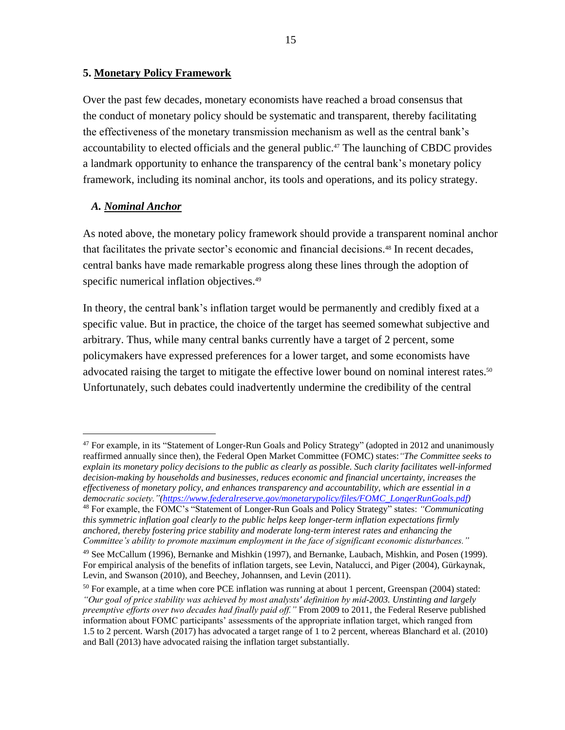## 5. Monetary Policy Framework

Over the past few decades, monetary economists have reached a broad consensus that the conduct of monetary policy should be systematic and transparent, thereby facilitating the effectiveness of the monetary transmission mechanism as well as the central bank's accountability to elected officials and the general public.[47] The launching of CBDC provides a landmark opportunity to enhance the transparency of the central bank's monetary policy framework, including its nominal anchor, its tools and operations, and its policy strategy.

### *A. Nominal Anchor*

As noted above, the monetary policy framework should provide a transparent nominal anchor that facilitates the private sector's economic and financial decisions.[48] In recent decades, central banks have made remarkable progress along these lines through the adoption of specific numerical inflation objectives.[49]

In theory, the central bank's inflation target would be permanently and credibly fixed at a specific value. But in practice, the choice of the target has seemed somewhat subjective and arbitrary. Thus, while many central banks currently have a target of 2 percent, some policymakers have expressed preferences for a lower target, and some economists have advocated raising the target to mitigate the effective lower bound on nominal interest rates.[50] Unfortunately, such debates could inadvertently undermine the credibility of the central

---

[47] For example, in its "Statement of Longer-Run Goals and Policy Strategy" (adopted in 2012 and unanimously reaffirmed annually since then), the Federal Open Market Committee (FOMC) states: *"The Committee seeks to explain its monetary policy decisions to the public as clearly as possible. Such clarity facilitates well-informed decision-making by households and businesses, reduces economic and financial uncertainty, increases the effectiveness of monetary policy, and enhances transparency and accountability, which are essential in a democratic society."*([https://www.federalreserve.gov/monetarypolicy/files/FOMC_LongerRunGoals.pdf](https://www.federalreserve.gov/monetarypolicy/files/FOMC_LongerRunGoals.pdf))

[48] For example, the FOMC's "Statement of Longer-Run Goals and Policy Strategy" states: *"Communicating this symmetric inflation goal clearly to the public helps keep longer-term inflation expectations firmly anchored, thereby fostering price stability and moderate long-term interest rates and enhancing the Committee's ability to promote maximum employment in the face of significant economic disturbances."*

[49] See McCallum (1996), Bernanke and Mishkin (1997), and Bernanke, Laubach, Mishkin, and Posen (1999). For empirical analysis of the benefits of inflation targets, see Levin, Natalucci, and Piger (2004), Gürkaynak, Levin, and Swanson (2010), and Beechey, Johannsen, and Levin (2011).

[50] For example, at a time when core PCE inflation was running at about 1 percent, Greenspan (2004) stated: *"Our goal of price stability was achieved by most analysts' definition by mid-2003. Unstinting and largely preemptive efforts over two decades had finally paid off."* From 2009 to 2011, the Federal Reserve published information about FOMC participants' assessments of the appropriate inflation target, which ranged from 1.5 to 2 percent. Warsh (2017) has advocated a target range of 1 to 2 percent, whereas Blanchard et al. (2010) and Ball (2013) have advocated raising the inflation target substantially.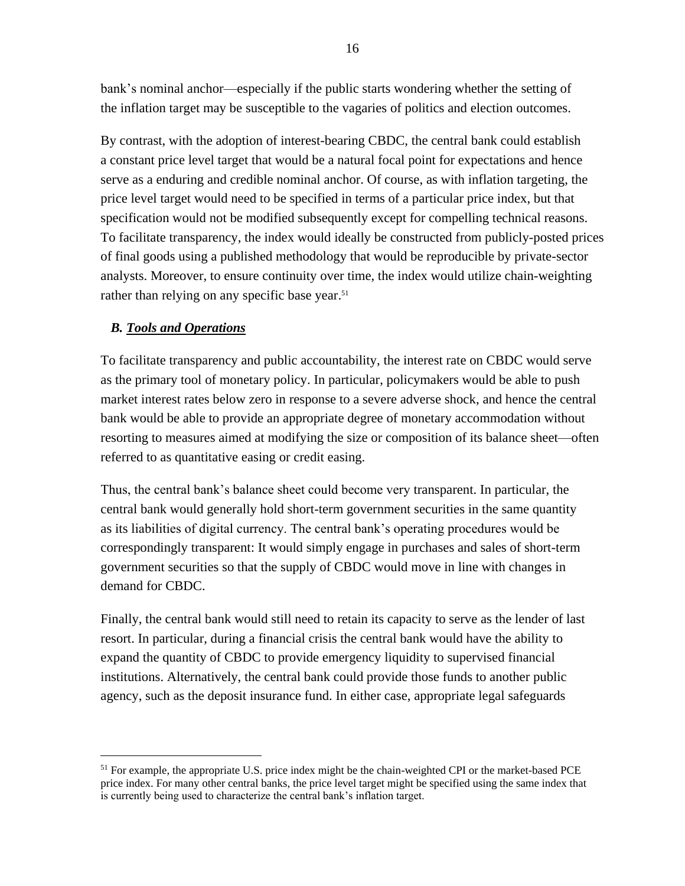bank's nominal anchor—especially if the public starts wondering whether the setting of the inflation target may be susceptible to the vagaries of politics and election outcomes.

By contrast, with the adoption of interest-bearing CBDC, the central bank could establish a constant price level target that would be a natural focal point for expectations and hence serve as a enduring and credible nominal anchor. Of course, as with inflation targeting, the price level target would need to be specified in terms of a particular price index, but that specification would not be modified subsequently except for compelling technical reasons. To facilitate transparency, the index would ideally be constructed from publicly-posted prices of final goods using a published methodology that would be reproducible by private-sector analysts. Moreover, to ensure continuity over time, the index would utilize chain-weighting rather than relying on any specific base year.[51]

### *B. Tools and Operations*

To facilitate transparency and public accountability, the interest rate on CBDC would serve as the primary tool of monetary policy. In particular, policymakers would be able to push market interest rates below zero in response to a severe adverse shock, and hence the central bank would be able to provide an appropriate degree of monetary accommodation without resorting to measures aimed at modifying the size or composition of its balance sheet—often referred to as quantitative easing or credit easing.

Thus, the central bank's balance sheet could become very transparent. In particular, the central bank would generally hold short-term government securities in the same quantity as its liabilities of digital currency. The central bank's operating procedures would be correspondingly transparent: It would simply engage in purchases and sales of short-term government securities so that the supply of CBDC would move in line with changes in demand for CBDC.

Finally, the central bank would still need to retain its capacity to serve as the lender of last resort. In particular, during a financial crisis the central bank would have the ability to expand the quantity of CBDC to provide emergency liquidity to supervised financial institutions. Alternatively, the central bank could provide those funds to another public agency, such as the deposit insurance fund. In either case, appropriate legal safeguards

[51] For example, the appropriate U.S. price index might be the chain-weighted CPI or the market-based PCE price index. For many other central banks, the price level target might be specified using the same index that is currently being used to characterize the central bank's inflation target.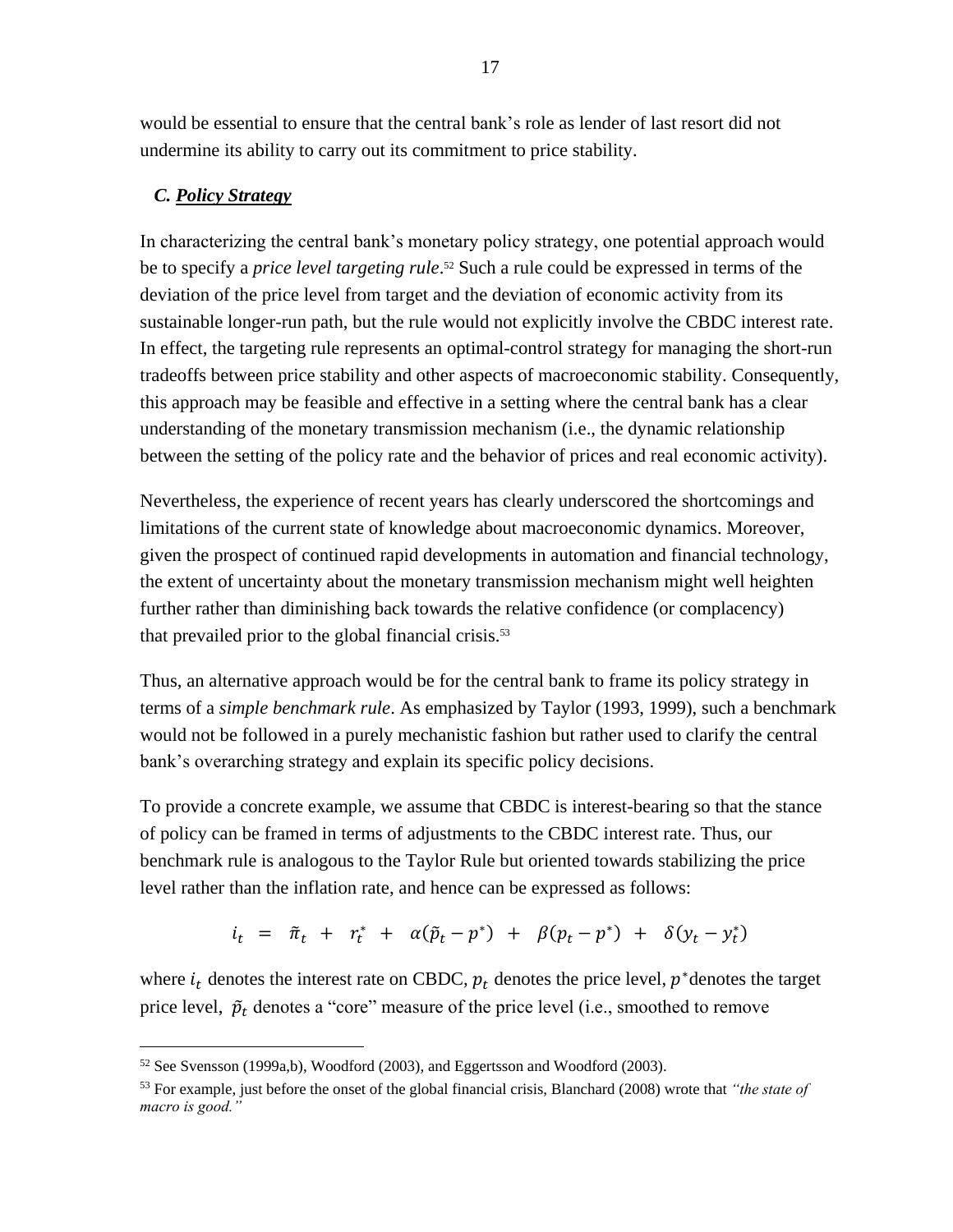would be essential to ensure that the central bank's role as lender of last resort did not undermine its ability to carry out its commitment to price stability.

### *C. Policy Strategy*

In characterizing the central bank's monetary policy strategy, one potential approach would be to specify a *price level targeting rule*.[52] Such a rule could be expressed in terms of the deviation of the price level from target and the deviation of economic activity from its sustainable longer-run path, but the rule would not explicitly involve the CBDC interest rate. In effect, the targeting rule represents an optimal-control strategy for managing the short-run tradeoffs between price stability and other aspects of macroeconomic stability. Consequently, this approach may be feasible and effective in a setting where the central bank has a clear understanding of the monetary transmission mechanism (i.e., the dynamic relationship between the setting of the policy rate and the behavior of prices and real economic activity).

Nevertheless, the experience of recent years has clearly underscored the shortcomings and limitations of the current state of knowledge about macroeconomic dynamics. Moreover, given the prospect of continued rapid developments in automation and financial technology, the extent of uncertainty about the monetary transmission mechanism might well heighten further rather than diminishing back towards the relative confidence (or complacency) that prevailed prior to the global financial crisis.[53]

Thus, an alternative approach would be for the central bank to frame its policy strategy in terms of a *simple benchmark rule*. As emphasized by Taylor (1993, 1999), such a benchmark would not be followed in a purely mechanistic fashion but rather used to clarify the central bank's overarching strategy and explain its specific policy decisions.

To provide a concrete example, we assume that CBDC is interest-bearing so that the stance of policy can be framed in terms of adjustments to the CBDC interest rate. Thus, our benchmark rule is analogous to the Taylor Rule but oriented towards stabilizing the price level rather than the inflation rate, and hence can be expressed as follows:

$$i_t \;=\; \tilde{\pi}_t \;+\; r_t^* \;+\; \alpha(\tilde{p}_t - p^*) \;+\; \beta(p_t - p^*) \;+\; \delta(y_t - y_t^*)$$

where $i_t$ denotes the interest rate on CBDC, $p_t$ denotes the price level, $p^*$ denotes the target price level, $\tilde{p}_t$ denotes a "core" measure of the price level (i.e., smoothed to remove

---

[52] See Svensson (1999a,b), Woodford (2003), and Eggertsson and Woodford (2003).

[53] For example, just before the onset of the global financial crisis, Blanchard (2008) wrote that *"the state of macro is good."*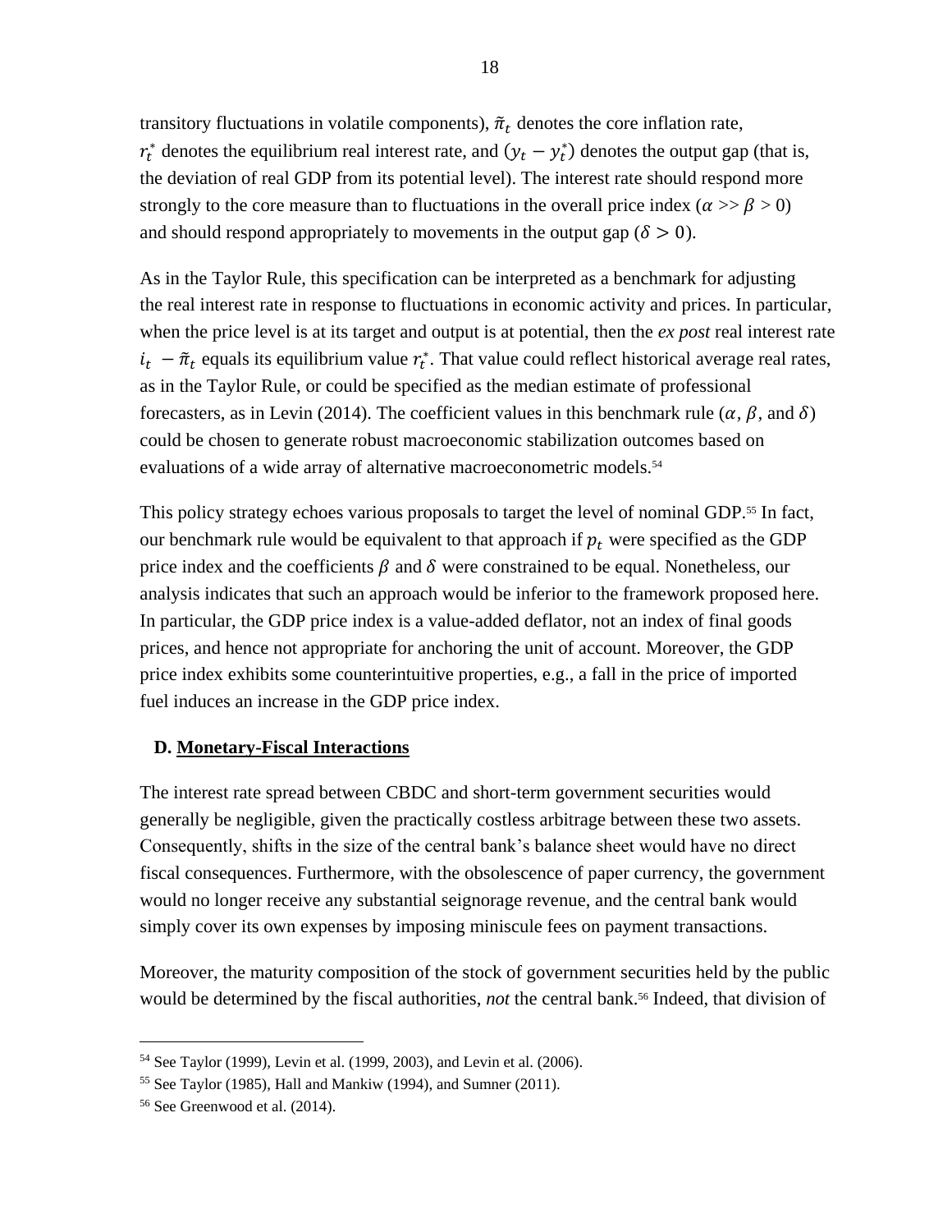transitory fluctuations in volatile components), $\tilde{\pi}_t$ denotes the core inflation rate, $r_t^*$ denotes the equilibrium real interest rate, and $(y_t - y_t^*)$ denotes the output gap (that is, the deviation of real GDP from its potential level). The interest rate should respond more strongly to the core measure than to fluctuations in the overall price index ($\alpha >> \beta > 0$) and should respond appropriately to movements in the output gap ($\delta > 0$).

As in the Taylor Rule, this specification can be interpreted as a benchmark for adjusting the real interest rate in response to fluctuations in economic activity and prices. In particular, when the price level is at its target and output is at potential, then the *ex post* real interest rate $i_t - \tilde{\pi}_t$ equals its equilibrium value $r_t^*$. That value could reflect historical average real rates, as in the Taylor Rule, or could be specified as the median estimate of professional forecasters, as in Levin (2014). The coefficient values in this benchmark rule ($\alpha$, $\beta$, and $\delta$) could be chosen to generate robust macroeconomic stabilization outcomes based on evaluations of a wide array of alternative macroeconometric models.[54]

This policy strategy echoes various proposals to target the level of nominal GDP.[55] In fact, our benchmark rule would be equivalent to that approach if $p_t$ were specified as the GDP price index and the coefficients $\beta$ and $\delta$ were constrained to be equal. Nonetheless, our analysis indicates that such an approach would be inferior to the framework proposed here. In particular, the GDP price index is a value-added deflator, not an index of final goods prices, and hence not appropriate for anchoring the unit of account. Moreover, the GDP price index exhibits some counterintuitive properties, e.g., a fall in the price of imported fuel induces an increase in the GDP price index.

### D. Monetary-Fiscal Interactions

The interest rate spread between CBDC and short-term government securities would generally be negligible, given the practically costless arbitrage between these two assets. Consequently, shifts in the size of the central bank's balance sheet would have no direct fiscal consequences. Furthermore, with the obsolescence of paper currency, the government would no longer receive any substantial seignorage revenue, and the central bank would simply cover its own expenses by imposing miniscule fees on payment transactions.

Moreover, the maturity composition of the stock of government securities held by the public would be determined by the fiscal authorities, *not* the central bank.[56] Indeed, that division of

---

[54] See Taylor (1999), Levin et al. (1999, 2003), and Levin et al. (2006).

[55] See Taylor (1985), Hall and Mankiw (1994), and Sumner (2011).

[56] See Greenwood et al. (2014).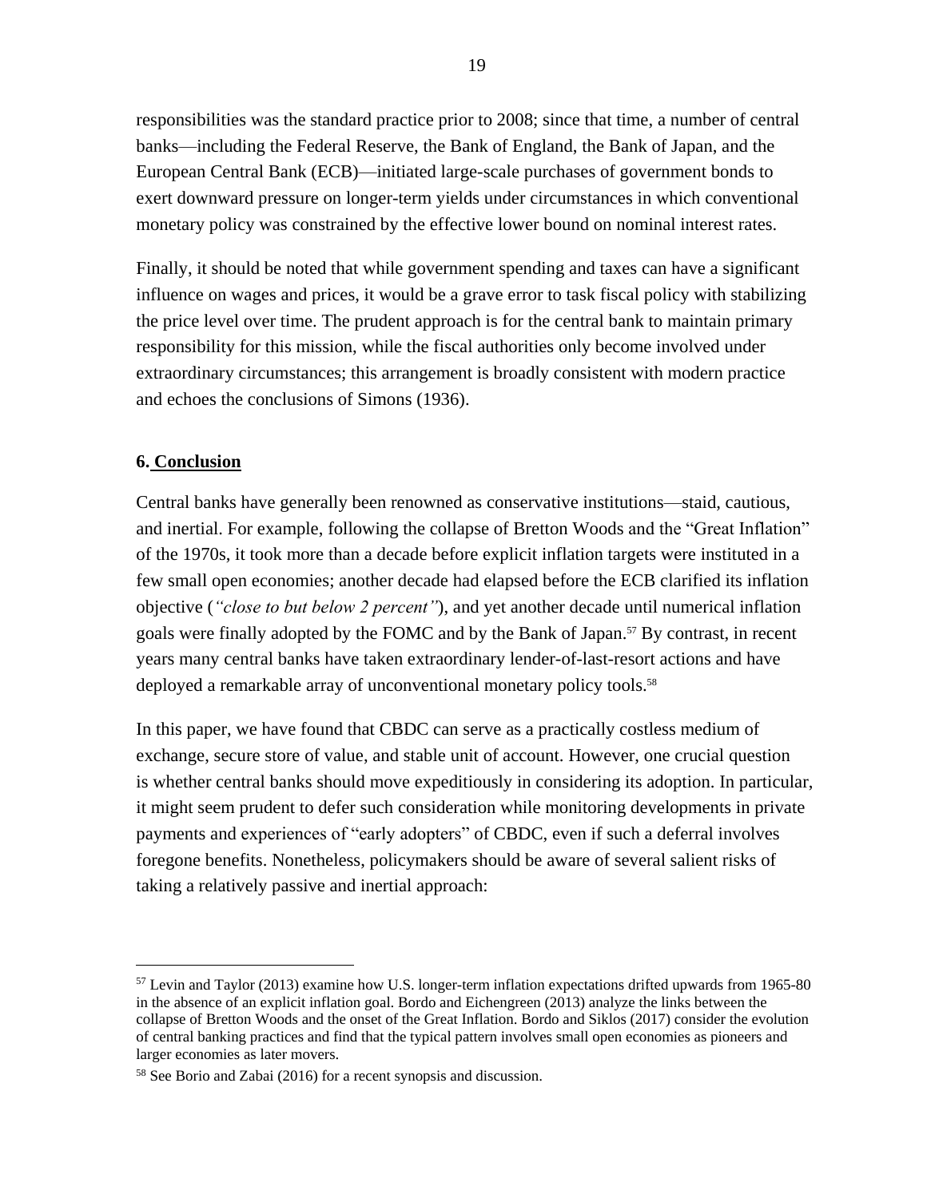responsibilities was the standard practice prior to 2008; since that time, a number of central banks—including the Federal Reserve, the Bank of England, the Bank of Japan, and the European Central Bank (ECB)—initiated large-scale purchases of government bonds to exert downward pressure on longer-term yields under circumstances in which conventional monetary policy was constrained by the effective lower bound on nominal interest rates.

Finally, it should be noted that while government spending and taxes can have a significant influence on wages and prices, it would be a grave error to task fiscal policy with stabilizing the price level over time. The prudent approach is for the central bank to maintain primary responsibility for this mission, while the fiscal authorities only become involved under extraordinary circumstances; this arrangement is broadly consistent with modern practice and echoes the conclusions of Simons (1936).

## 6. Conclusion

Central banks have generally been renowned as conservative institutions—staid, cautious, and inertial. For example, following the collapse of Bretton Woods and the "Great Inflation" of the 1970s, it took more than a decade before explicit inflation targets were instituted in a few small open economies; another decade had elapsed before the ECB clarified its inflation objective (*"close to but below 2 percent"*), and yet another decade until numerical inflation goals were finally adopted by the FOMC and by the Bank of Japan.[57] By contrast, in recent years many central banks have taken extraordinary lender-of-last-resort actions and have deployed a remarkable array of unconventional monetary policy tools.[58]

In this paper, we have found that CBDC can serve as a practically costless medium of exchange, secure store of value, and stable unit of account. However, one crucial question is whether central banks should move expeditiously in considering its adoption. In particular, it might seem prudent to defer such consideration while monitoring developments in private payments and experiences of "early adopters" of CBDC, even if such a deferral involves foregone benefits. Nonetheless, policymakers should be aware of several salient risks of taking a relatively passive and inertial approach:

---

[57] Levin and Taylor (2013) examine how U.S. longer-term inflation expectations drifted upwards from 1965-80 in the absence of an explicit inflation goal. Bordo and Eichengreen (2013) analyze the links between the collapse of Bretton Woods and the onset of the Great Inflation. Bordo and Siklos (2017) consider the evolution of central banking practices and find that the typical pattern involves small open economies as pioneers and larger economies as later movers.

[58] See Borio and Zabai (2016) for a recent synopsis and discussion.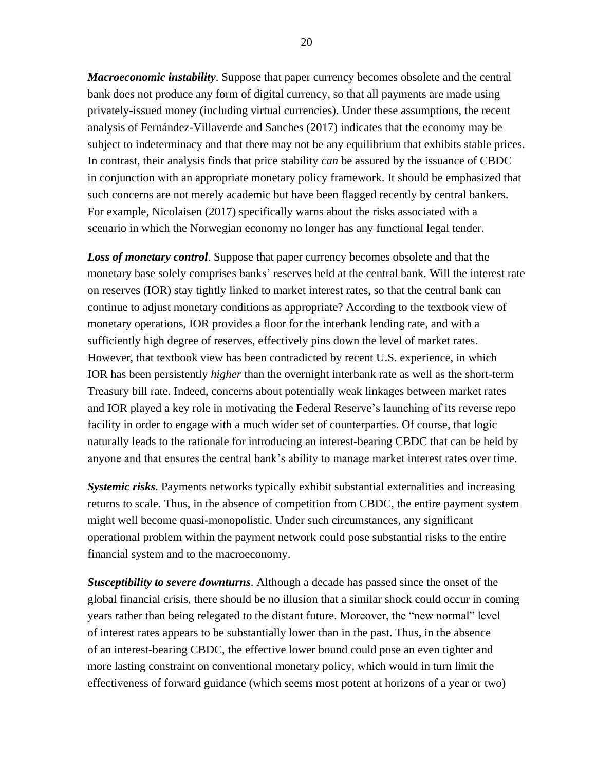***Macroeconomic instability***. Suppose that paper currency becomes obsolete and the central bank does not produce any form of digital currency, so that all payments are made using privately-issued money (including virtual currencies). Under these assumptions, the recent analysis of Fernández-Villaverde and Sanches (2017) indicates that the economy may be subject to indeterminacy and that there may not be any equilibrium that exhibits stable prices. In contrast, their analysis finds that price stability *can* be assured by the issuance of CBDC in conjunction with an appropriate monetary policy framework. It should be emphasized that such concerns are not merely academic but have been flagged recently by central bankers. For example, Nicolaisen (2017) specifically warns about the risks associated with a scenario in which the Norwegian economy no longer has any functional legal tender.

***Loss of monetary control***. Suppose that paper currency becomes obsolete and that the monetary base solely comprises banks' reserves held at the central bank. Will the interest rate on reserves (IOR) stay tightly linked to market interest rates, so that the central bank can continue to adjust monetary conditions as appropriate? According to the textbook view of monetary operations, IOR provides a floor for the interbank lending rate, and with a sufficiently high degree of reserves, effectively pins down the level of market rates. However, that textbook view has been contradicted by recent U.S. experience, in which IOR has been persistently *higher* than the overnight interbank rate as well as the short-term Treasury bill rate. Indeed, concerns about potentially weak linkages between market rates and IOR played a key role in motivating the Federal Reserve's launching of its reverse repo facility in order to engage with a much wider set of counterparties. Of course, that logic naturally leads to the rationale for introducing an interest-bearing CBDC that can be held by anyone and that ensures the central bank's ability to manage market interest rates over time.

***Systemic risks***. Payments networks typically exhibit substantial externalities and increasing returns to scale. Thus, in the absence of competition from CBDC, the entire payment system might well become quasi-monopolistic. Under such circumstances, any significant operational problem within the payment network could pose substantial risks to the entire financial system and to the macroeconomy.

***Susceptibility to severe downturns***. Although a decade has passed since the onset of the global financial crisis, there should be no illusion that a similar shock could occur in coming years rather than being relegated to the distant future. Moreover, the "new normal" level of interest rates appears to be substantially lower than in the past. Thus, in the absence of an interest-bearing CBDC, the effective lower bound could pose an even tighter and more lasting constraint on conventional monetary policy, which would in turn limit the effectiveness of forward guidance (which seems most potent at horizons of a year or two)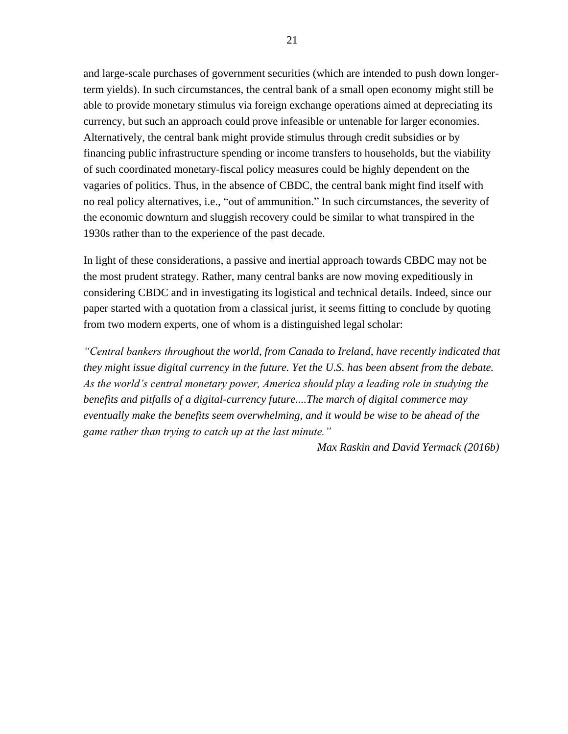and large-scale purchases of government securities (which are intended to push down longer-term yields). In such circumstances, the central bank of a small open economy might still be able to provide monetary stimulus via foreign exchange operations aimed at depreciating its currency, but such an approach could prove infeasible or untenable for larger economies. Alternatively, the central bank might provide stimulus through credit subsidies or by financing public infrastructure spending or income transfers to households, but the viability of such coordinated monetary-fiscal policy measures could be highly dependent on the vagaries of politics. Thus, in the absence of CBDC, the central bank might find itself with no real policy alternatives, i.e., "out of ammunition." In such circumstances, the severity of the economic downturn and sluggish recovery could be similar to what transpired in the 1930s rather than to the experience of the past decade.

In light of these considerations, a passive and inertial approach towards CBDC may not be the most prudent strategy. Rather, many central banks are now moving expeditiously in considering CBDC and in investigating its logistical and technical details. Indeed, since our paper started with a quotation from a classical jurist, it seems fitting to conclude by quoting from two modern experts, one of whom is a distinguished legal scholar:

*"Central bankers throughout the world, from Canada to Ireland, have recently indicated that they might issue digital currency in the future. Yet the U.S. has been absent from the debate. As the world's central monetary power, America should play a leading role in studying the benefits and pitfalls of a digital-currency future....The march of digital commerce may eventually make the benefits seem overwhelming, and it would be wise to be ahead of the game rather than trying to catch up at the last minute."*

*Max Raskin and David Yermack (2016b)*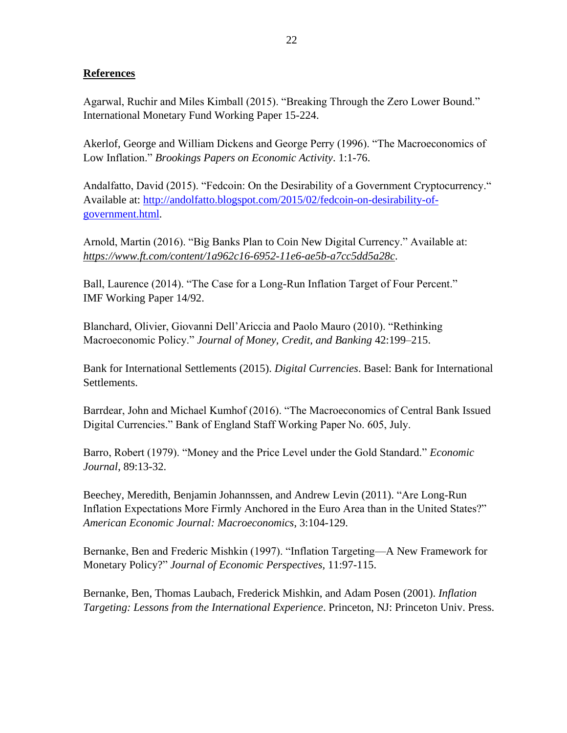**References**

Agarwal, Ruchir and Miles Kimball (2015). "Breaking Through the Zero Lower Bound." International Monetary Fund Working Paper 15-224.

Akerlof, George and William Dickens and George Perry (1996). "The Macroeconomics of Low Inflation." *Brookings Papers on Economic Activity*. 1:1-76.

Andalfatto, David (2015). "Fedcoin: On the Desirability of a Government Cryptocurrency." Available at: [http://andolfatto.blogspot.com/2015/02/fedcoin-on-desirability-of-government.html](http://andolfatto.blogspot.com/2015/02/fedcoin-on-desirability-of-government.html).

Arnold, Martin (2016). "Big Banks Plan to Coin New Digital Currency." Available at: *https://www.ft.com/content/1a962c16-6952-11e6-ae5b-a7cc5dd5a28c*.

Ball, Laurence (2014). "The Case for a Long-Run Inflation Target of Four Percent." IMF Working Paper 14/92.

Blanchard, Olivier, Giovanni Dell'Ariccia and Paolo Mauro (2010). "Rethinking Macroeconomic Policy." *Journal of Money, Credit, and Banking* 42:199–215.

Bank for International Settlements (2015). *Digital Currencies*. Basel: Bank for International Settlements.

Barrdear, John and Michael Kumhof (2016). "The Macroeconomics of Central Bank Issued Digital Currencies." Bank of England Staff Working Paper No. 605, July.

Barro, Robert (1979). "Money and the Price Level under the Gold Standard." *Economic Journal*, 89:13-32.

Beechey, Meredith, Benjamin Johannssen, and Andrew Levin (2011). "Are Long-Run Inflation Expectations More Firmly Anchored in the Euro Area than in the United States?" *American Economic Journal: Macroeconomics*, 3:104-129.

Bernanke, Ben and Frederic Mishkin (1997). "Inflation Targeting—A New Framework for Monetary Policy?" *Journal of Economic Perspectives,* 11:97-115.

Bernanke, Ben, Thomas Laubach, Frederick Mishkin, and Adam Posen (2001). *Inflation Targeting: Lessons from the International Experience*. Princeton, NJ: Princeton Univ. Press.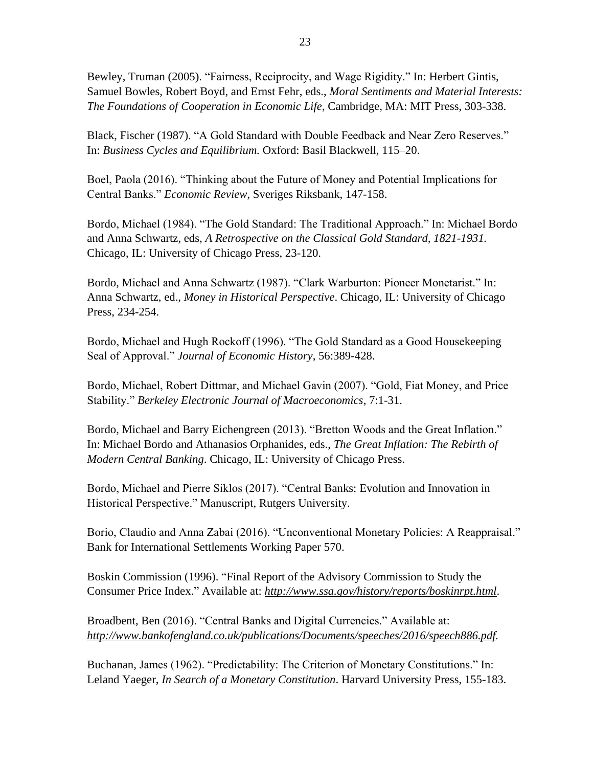Bewley, Truman (2005). "Fairness, Reciprocity, and Wage Rigidity." In: Herbert Gintis, Samuel Bowles, Robert Boyd, and Ernst Fehr, eds., *Moral Sentiments and Material Interests: The Foundations of Cooperation in Economic Life*, Cambridge, MA: MIT Press, 303-338.

Black, Fischer (1987). "A Gold Standard with Double Feedback and Near Zero Reserves." In: *Business Cycles and Equilibrium.* Oxford: Basil Blackwell, 115–20.

Boel, Paola (2016). "Thinking about the Future of Money and Potential Implications for Central Banks." *Economic Review*, Sveriges Riksbank, 147-158.

Bordo, Michael (1984). "The Gold Standard: The Traditional Approach." In: Michael Bordo and Anna Schwartz, eds, *A Retrospective on the Classical Gold Standard, 1821-1931.* Chicago, IL: University of Chicago Press, 23-120.

Bordo, Michael and Anna Schwartz (1987). "Clark Warburton: Pioneer Monetarist." In: Anna Schwartz, ed., *Money in Historical Perspective*. Chicago, IL: University of Chicago Press, 234-254.

Bordo, Michael and Hugh Rockoff (1996). "The Gold Standard as a Good Housekeeping Seal of Approval." *Journal of Economic History*, 56:389-428.

Bordo, Michael, Robert Dittmar, and Michael Gavin (2007). "Gold, Fiat Money, and Price Stability." *Berkeley Electronic Journal of Macroeconomics*, 7:1-31.

Bordo, Michael and Barry Eichengreen (2013). "Bretton Woods and the Great Inflation." In: Michael Bordo and Athanasios Orphanides, eds., *The Great Inflation: The Rebirth of Modern Central Banking*. Chicago, IL: University of Chicago Press.

Bordo, Michael and Pierre Siklos (2017). "Central Banks: Evolution and Innovation in Historical Perspective." Manuscript, Rutgers University.

Borio, Claudio and Anna Zabai (2016). "Unconventional Monetary Policies: A Reappraisal." Bank for International Settlements Working Paper 570.

Boskin Commission (1996). "Final Report of the Advisory Commission to Study the Consumer Price Index." Available at: *http://www.ssa.gov/history/reports/boskinrpt.html*.

Broadbent, Ben (2016). "Central Banks and Digital Currencies." Available at: *http://www.bankofengland.co.uk/publications/Documents/speeches/2016/speech886.pdf.*

Buchanan, James (1962). "Predictability: The Criterion of Monetary Constitutions." In: Leland Yaeger, *In Search of a Monetary Constitution*. Harvard University Press, 155-183.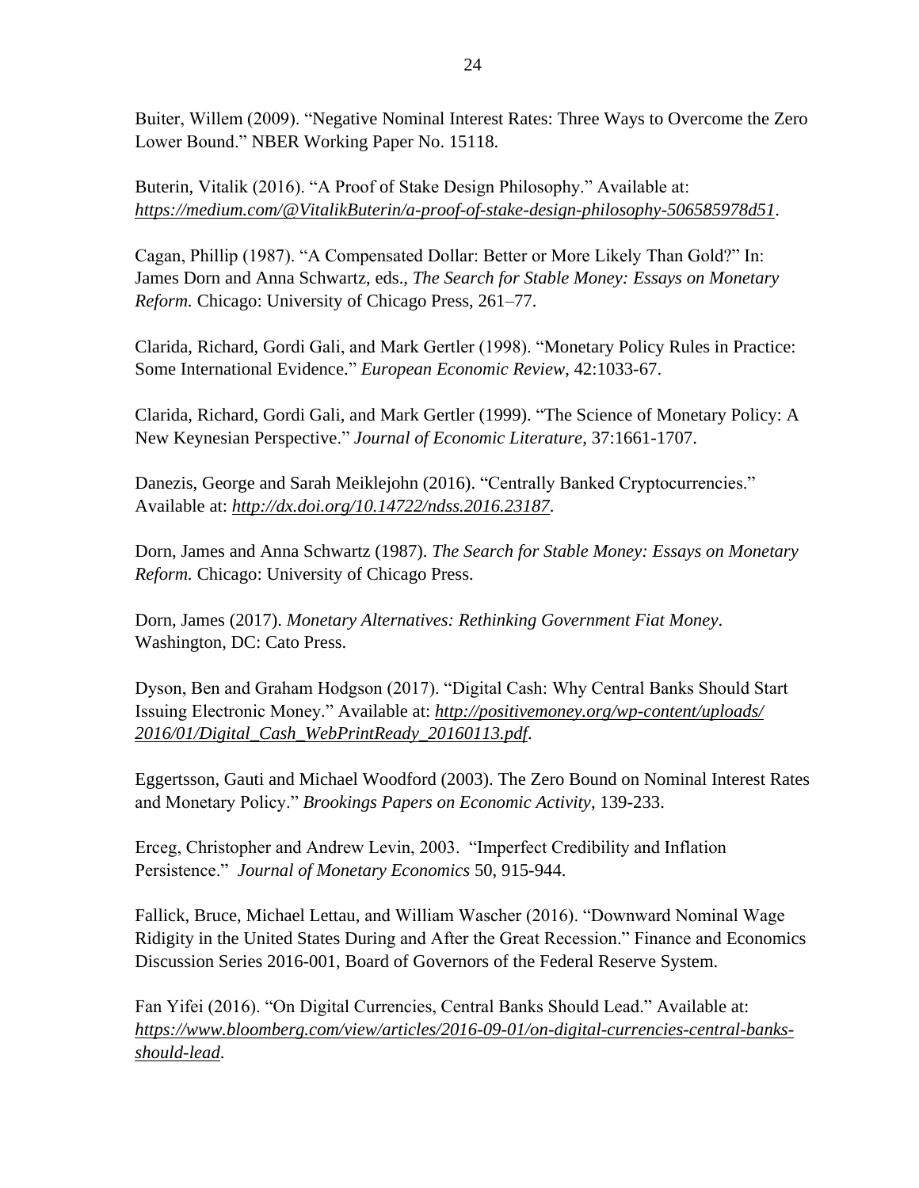Buiter, Willem (2009). "Negative Nominal Interest Rates: Three Ways to Overcome the Zero Lower Bound." NBER Working Paper No. 15118.

Buterin, Vitalik (2016). "A Proof of Stake Design Philosophy." Available at: *https://medium.com/@VitalikButerin/a-proof-of-stake-design-philosophy-506585978d51*.

Cagan, Phillip (1987). "A Compensated Dollar: Better or More Likely Than Gold?" In: James Dorn and Anna Schwartz, eds., *The Search for Stable Money: Essays on Monetary Reform.* Chicago: University of Chicago Press, 261–77.

Clarida, Richard, Gordi Gali, and Mark Gertler (1998). "Monetary Policy Rules in Practice: Some International Evidence." *European Economic Review*, 42:1033-67.

Clarida, Richard, Gordi Gali, and Mark Gertler (1999). "The Science of Monetary Policy: A New Keynesian Perspective." *Journal of Economic Literature*, 37:1661-1707.

Danezis, George and Sarah Meiklejohn (2016). "Centrally Banked Cryptocurrencies." Available at: *http://dx.doi.org/10.14722/ndss.2016.23187*.

Dorn, James and Anna Schwartz (1987). *The Search for Stable Money: Essays on Monetary Reform.* Chicago: University of Chicago Press.

Dorn, James (2017). *Monetary Alternatives: Rethinking Government Fiat Money*. Washington, DC: Cato Press.

Dyson, Ben and Graham Hodgson (2017). "Digital Cash: Why Central Banks Should Start Issuing Electronic Money." Available at: *http://positivemoney.org/wp-content/uploads/2016/01/Digital_Cash_WebPrintReady_20160113.pdf*.

Eggertsson, Gauti and Michael Woodford (2003). The Zero Bound on Nominal Interest Rates and Monetary Policy." *Brookings Papers on Economic Activity*, 139-233.

Erceg, Christopher and Andrew Levin, 2003. "Imperfect Credibility and Inflation Persistence." *Journal of Monetary Economics* 50, 915-944.

Fallick, Bruce, Michael Lettau, and William Wascher (2016). "Downward Nominal Wage Ridigity in the United States During and After the Great Recession." Finance and Economics Discussion Series 2016-001, Board of Governors of the Federal Reserve System.

Fan Yifei (2016). "On Digital Currencies, Central Banks Should Lead." Available at: *https://www.bloomberg.com/view/articles/2016-09-01/on-digital-currencies-central-banks-should-lead*.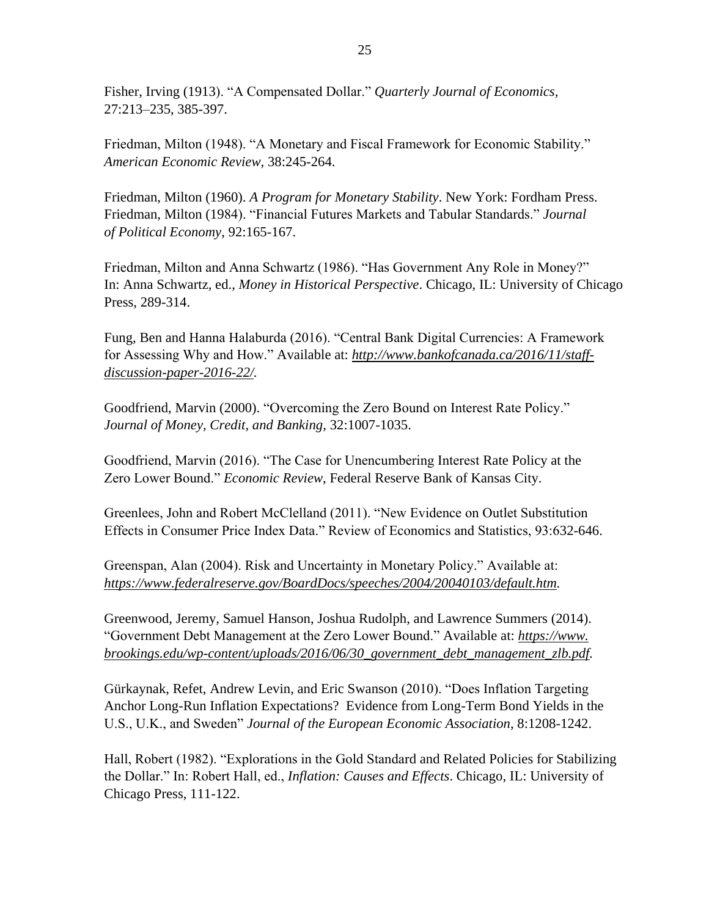Fisher, Irving (1913). "A Compensated Dollar." *Quarterly Journal of Economics,* 27:213–235, 385-397.

Friedman, Milton (1948). "A Monetary and Fiscal Framework for Economic Stability." *American Economic Review,* 38:245-264.

Friedman, Milton (1960). *A Program for Monetary Stability*. New York: Fordham Press.
Friedman, Milton (1984). "Financial Futures Markets and Tabular Standards." *Journal of Political Economy*, 92:165-167.

Friedman, Milton and Anna Schwartz (1986). "Has Government Any Role in Money?" In: Anna Schwartz, ed., *Money in Historical Perspective*. Chicago, IL: University of Chicago Press, 289-314.

Fung, Ben and Hanna Halaburda (2016). "Central Bank Digital Currencies: A Framework for Assessing Why and How." Available at: *http://www.bankofcanada.ca/2016/11/staff-discussion-paper-2016-22/.*

Goodfriend, Marvin (2000). "Overcoming the Zero Bound on Interest Rate Policy." *Journal of Money, Credit, and Banking,* 32:1007-1035.

Goodfriend, Marvin (2016). "The Case for Unencumbering Interest Rate Policy at the Zero Lower Bound." *Economic Review*, Federal Reserve Bank of Kansas City.

Greenlees, John and Robert McClelland (2011). "New Evidence on Outlet Substitution Effects in Consumer Price Index Data." Review of Economics and Statistics, 93:632-646.

Greenspan, Alan (2004). Risk and Uncertainty in Monetary Policy." Available at: *https://www.federalreserve.gov/BoardDocs/speeches/2004/20040103/default.htm.*

Greenwood, Jeremy, Samuel Hanson, Joshua Rudolph, and Lawrence Summers (2014). "Government Debt Management at the Zero Lower Bound." Available at: *https://www.brookings.edu/wp-content/uploads/2016/06/30_government_debt_management_zlb.pdf.*

Gürkaynak, Refet, Andrew Levin, and Eric Swanson (2010). "Does Inflation Targeting Anchor Long-Run Inflation Expectations? Evidence from Long-Term Bond Yields in the U.S., U.K., and Sweden" *Journal of the European Economic Association*, 8:1208-1242.

Hall, Robert (1982). "Explorations in the Gold Standard and Related Policies for Stabilizing the Dollar." In: Robert Hall, ed., *Inflation: Causes and Effects*. Chicago, IL: University of Chicago Press, 111-122.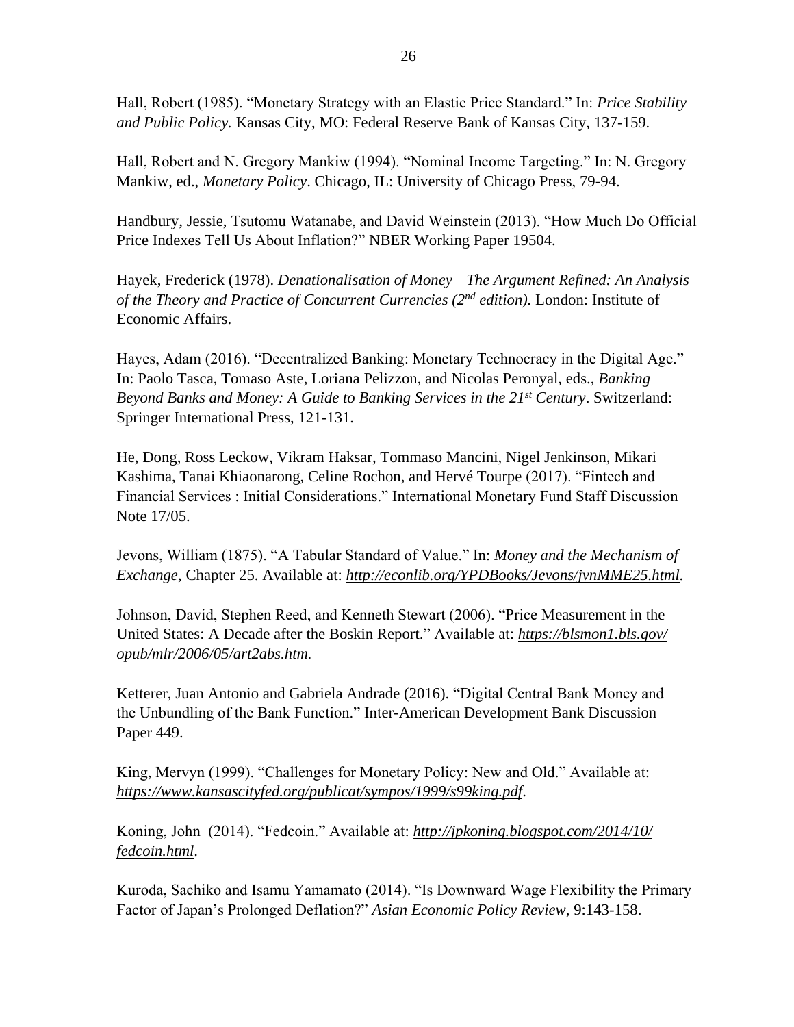Hall, Robert (1985). "Monetary Strategy with an Elastic Price Standard." In: *Price Stability and Public Policy.* Kansas City, MO: Federal Reserve Bank of Kansas City, 137-159.

Hall, Robert and N. Gregory Mankiw (1994). "Nominal Income Targeting." In: N. Gregory Mankiw, ed., *Monetary Policy*. Chicago, IL: University of Chicago Press, 79-94.

Handbury, Jessie, Tsutomu Watanabe, and David Weinstein (2013). "How Much Do Official Price Indexes Tell Us About Inflation?" NBER Working Paper 19504.

Hayek, Frederick (1978). *Denationalisation of Money—The Argument Refined: An Analysis of the Theory and Practice of Concurrent Currencies (2nd edition).* London: Institute of Economic Affairs.

Hayes, Adam (2016). "Decentralized Banking: Monetary Technocracy in the Digital Age." In: Paolo Tasca, Tomaso Aste, Loriana Pelizzon, and Nicolas Peronyal, eds., *Banking Beyond Banks and Money: A Guide to Banking Services in the 21st Century*. Switzerland: Springer International Press, 121-131.

He, Dong, Ross Leckow, Vikram Haksar, Tommaso Mancini, Nigel Jenkinson, Mikari Kashima, Tanai Khiaonarong, Celine Rochon, and Hervé Tourpe (2017). "Fintech and Financial Services : Initial Considerations." International Monetary Fund Staff Discussion Note 17/05.

Jevons, William (1875). "A Tabular Standard of Value." In: *Money and the Mechanism of Exchange*, Chapter 25. Available at: *http://econlib.org/YPDBooks/Jevons/jvnMME25.html*.

Johnson, David, Stephen Reed, and Kenneth Stewart (2006). "Price Measurement in the United States: A Decade after the Boskin Report." Available at: *https://blsmon1.bls.gov/opub/mlr/2006/05/art2abs.htm*.

Ketterer, Juan Antonio and Gabriela Andrade (2016). "Digital Central Bank Money and the Unbundling of the Bank Function." Inter-American Development Bank Discussion Paper 449.

King, Mervyn (1999). "Challenges for Monetary Policy: New and Old." Available at: *https://www.kansascityfed.org/publicat/sympos/1999/s99king.pdf*.

Koning, John (2014). "Fedcoin." Available at: *http://jpkoning.blogspot.com/2014/10/fedcoin.html*.

Kuroda, Sachiko and Isamu Yamamato (2014). "Is Downward Wage Flexibility the Primary Factor of Japan's Prolonged Deflation?" *Asian Economic Policy Review*, 9:143-158.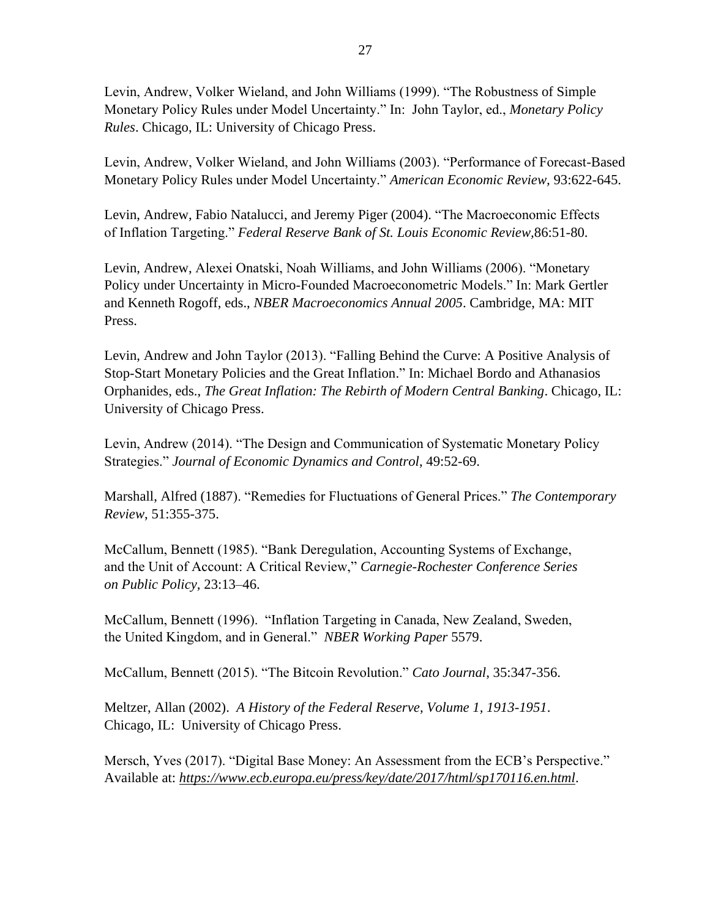Levin, Andrew, Volker Wieland, and John Williams (1999). "The Robustness of Simple Monetary Policy Rules under Model Uncertainty." In: John Taylor, ed., *Monetary Policy Rules*. Chicago, IL: University of Chicago Press.

Levin, Andrew, Volker Wieland, and John Williams (2003). "Performance of Forecast-Based Monetary Policy Rules under Model Uncertainty." *American Economic Review*, 93:622-645.

Levin, Andrew, Fabio Natalucci, and Jeremy Piger (2004). "The Macroeconomic Effects of Inflation Targeting." *Federal Reserve Bank of St. Louis Economic Review*,86:51-80.

Levin, Andrew, Alexei Onatski, Noah Williams, and John Williams (2006). "Monetary Policy under Uncertainty in Micro-Founded Macroeconometric Models." In: Mark Gertler and Kenneth Rogoff, eds., *NBER Macroeconomics Annual 2005*. Cambridge, MA: MIT Press.

Levin, Andrew and John Taylor (2013). "Falling Behind the Curve: A Positive Analysis of Stop-Start Monetary Policies and the Great Inflation." In: Michael Bordo and Athanasios Orphanides, eds., *The Great Inflation: The Rebirth of Modern Central Banking*. Chicago, IL: University of Chicago Press.

Levin, Andrew (2014). "The Design and Communication of Systematic Monetary Policy Strategies." *Journal of Economic Dynamics and Control*, 49:52-69.

Marshall, Alfred (1887). "Remedies for Fluctuations of General Prices." *The Contemporary Review*, 51:355-375.

McCallum, Bennett (1985). "Bank Deregulation, Accounting Systems of Exchange, and the Unit of Account: A Critical Review," *Carnegie-Rochester Conference Series on Public Policy*, 23:13–46.

McCallum, Bennett (1996). "Inflation Targeting in Canada, New Zealand, Sweden, the United Kingdom, and in General." *NBER Working Paper* 5579.

McCallum, Bennett (2015). "The Bitcoin Revolution." *Cato Journal*, 35:347-356.

Meltzer, Allan (2002). *A History of the Federal Reserve, Volume 1, 1913-1951*. Chicago, IL: University of Chicago Press.

Mersch, Yves (2017). "Digital Base Money: An Assessment from the ECB's Perspective." Available at: *https://www.ecb.europa.eu/press/key/date/2017/html/sp170116.en.html*.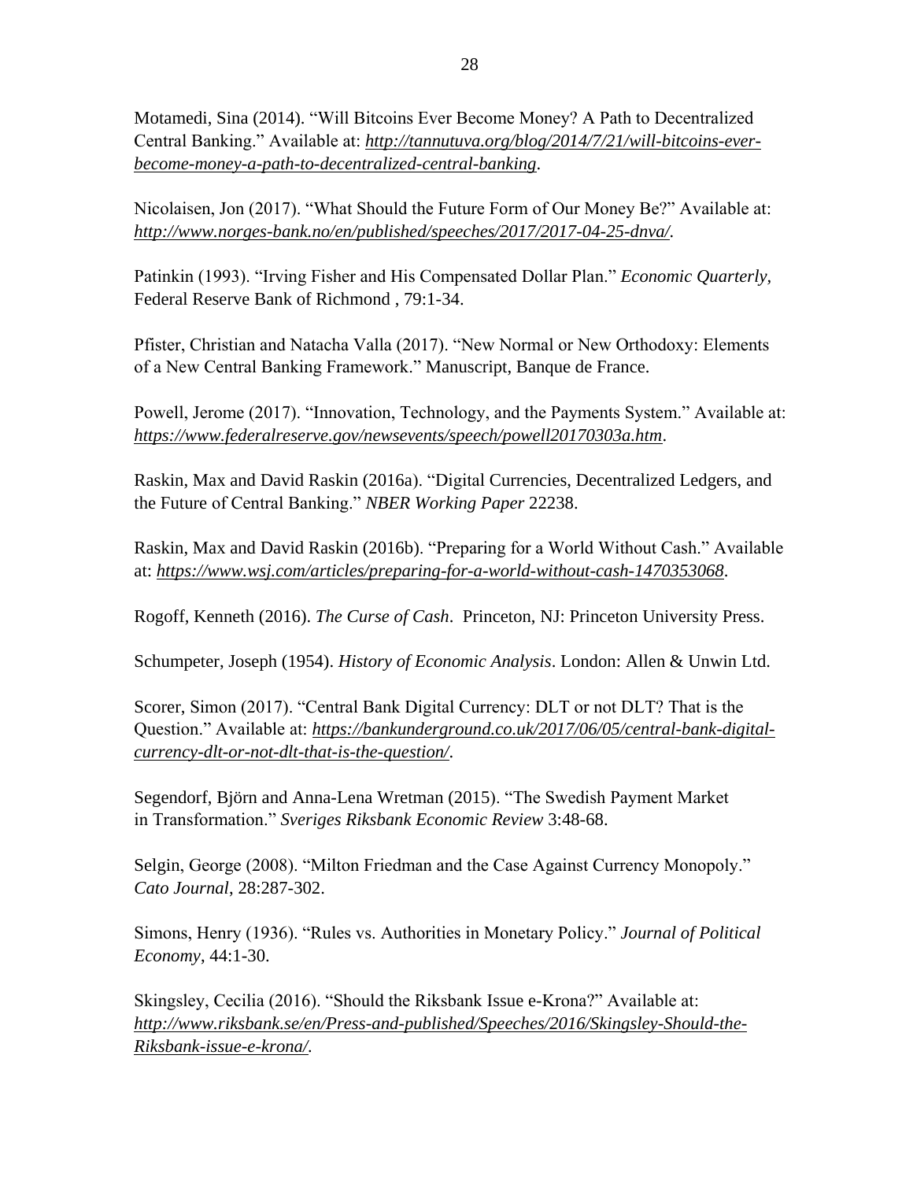Motamedi, Sina (2014). "Will Bitcoins Ever Become Money? A Path to Decentralized Central Banking." Available at: *http://tannutuva.org/blog/2014/7/21/will-bitcoins-ever-become-money-a-path-to-decentralized-central-banking*.

Nicolaisen, Jon (2017). "What Should the Future Form of Our Money Be?" Available at: *http://www.norges-bank.no/en/published/speeches/2017/2017-04-25-dnva/*.

Patinkin (1993). "Irving Fisher and His Compensated Dollar Plan." *Economic Quarterly,* Federal Reserve Bank of Richmond , 79:1-34.

Pfister, Christian and Natacha Valla (2017). "New Normal or New Orthodoxy: Elements of a New Central Banking Framework." Manuscript, Banque de France.

Powell, Jerome (2017). "Innovation, Technology, and the Payments System." Available at: *https://www.federalreserve.gov/newsevents/speech/powell20170303a.htm*.

Raskin, Max and David Raskin (2016a). "Digital Currencies, Decentralized Ledgers, and the Future of Central Banking." *NBER Working Paper* 22238.

Raskin, Max and David Raskin (2016b). "Preparing for a World Without Cash." Available at: *https://www.wsj.com/articles/preparing-for-a-world-without-cash-1470353068*.

Rogoff, Kenneth (2016). *The Curse of Cash*. Princeton, NJ: Princeton University Press.

Schumpeter, Joseph (1954). *History of Economic Analysis*. London: Allen & Unwin Ltd.

Scorer, Simon (2017). "Central Bank Digital Currency: DLT or not DLT? That is the Question." Available at: *https://bankunderground.co.uk/2017/06/05/central-bank-digital-currency-dlt-or-not-dlt-that-is-the-question/*.

Segendorf, Björn and Anna-Lena Wretman (2015). "The Swedish Payment Market in Transformation." *Sveriges Riksbank Economic Review* 3:48-68.

Selgin, George (2008). "Milton Friedman and the Case Against Currency Monopoly." *Cato Journal*, 28:287-302.

Simons, Henry (1936). "Rules vs. Authorities in Monetary Policy." *Journal of Political Economy*, 44:1-30.

Skingsley, Cecilia (2016). "Should the Riksbank Issue e-Krona?" Available at: *http://www.riksbank.se/en/Press-and-published/Speeches/2016/Skingsley-Should-the-Riksbank-issue-e-krona/*.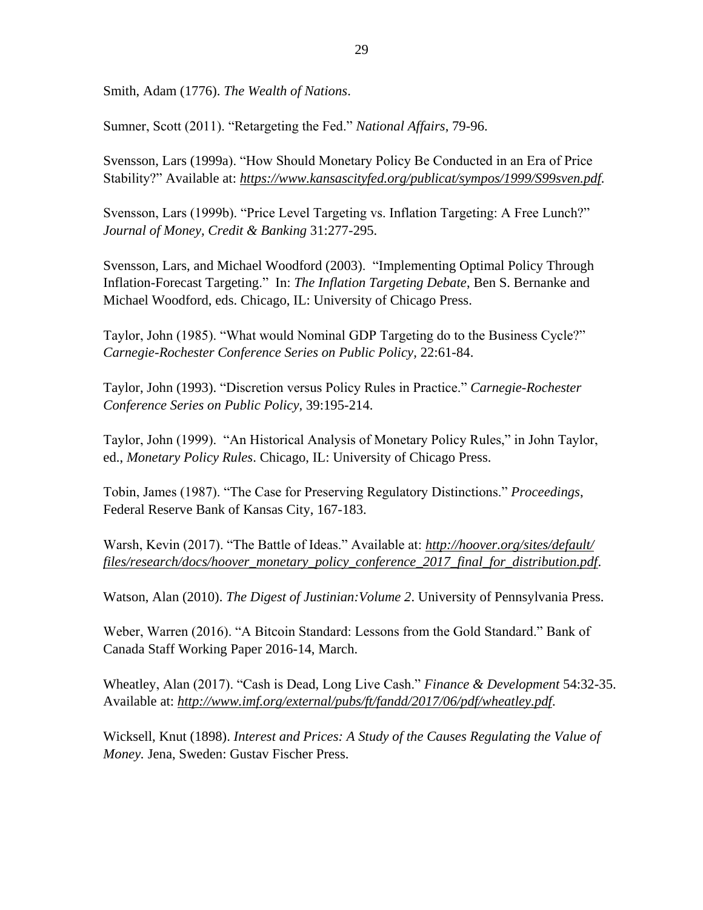Smith, Adam (1776). *The Wealth of Nations*.

Sumner, Scott (2011). "Retargeting the Fed." *National Affairs*, 79-96.

Svensson, Lars (1999a). "How Should Monetary Policy Be Conducted in an Era of Price Stability?" Available at: *https://www.kansascityfed.org/publicat/sympos/1999/S99sven.pdf*.

Svensson, Lars (1999b). "Price Level Targeting vs. Inflation Targeting: A Free Lunch?" *Journal of Money, Credit & Banking* 31:277-295.

Svensson, Lars, and Michael Woodford (2003). "Implementing Optimal Policy Through Inflation-Forecast Targeting." In: *The Inflation Targeting Debate*, Ben S. Bernanke and Michael Woodford, eds. Chicago, IL: University of Chicago Press.

Taylor, John (1985). "What would Nominal GDP Targeting do to the Business Cycle?" *Carnegie-Rochester Conference Series on Public Policy,* 22:61-84.

Taylor, John (1993). "Discretion versus Policy Rules in Practice." *Carnegie-Rochester Conference Series on Public Policy,* 39:195-214.

Taylor, John (1999). "An Historical Analysis of Monetary Policy Rules," in John Taylor, ed., *Monetary Policy Rules*. Chicago, IL: University of Chicago Press.

Tobin, James (1987). "The Case for Preserving Regulatory Distinctions." *Proceedings*, Federal Reserve Bank of Kansas City, 167-183.

Warsh, Kevin (2017). "The Battle of Ideas." Available at: *http://hoover.org/sites/default/files/research/docs/hoover_monetary_policy_conference_2017_final_for_distribution.pdf*.

Watson, Alan (2010). *The Digest of Justinian:Volume 2*. University of Pennsylvania Press.

Weber, Warren (2016). "A Bitcoin Standard: Lessons from the Gold Standard." Bank of Canada Staff Working Paper 2016-14, March.

Wheatley, Alan (2017). "Cash is Dead, Long Live Cash." *Finance & Development* 54:32-35. Available at: *http://www.imf.org/external/pubs/ft/fandd/2017/06/pdf/wheatley.pdf*.

Wicksell, Knut (1898). *Interest and Prices: A Study of the Causes Regulating the Value of Money.* Jena, Sweden: Gustav Fischer Press.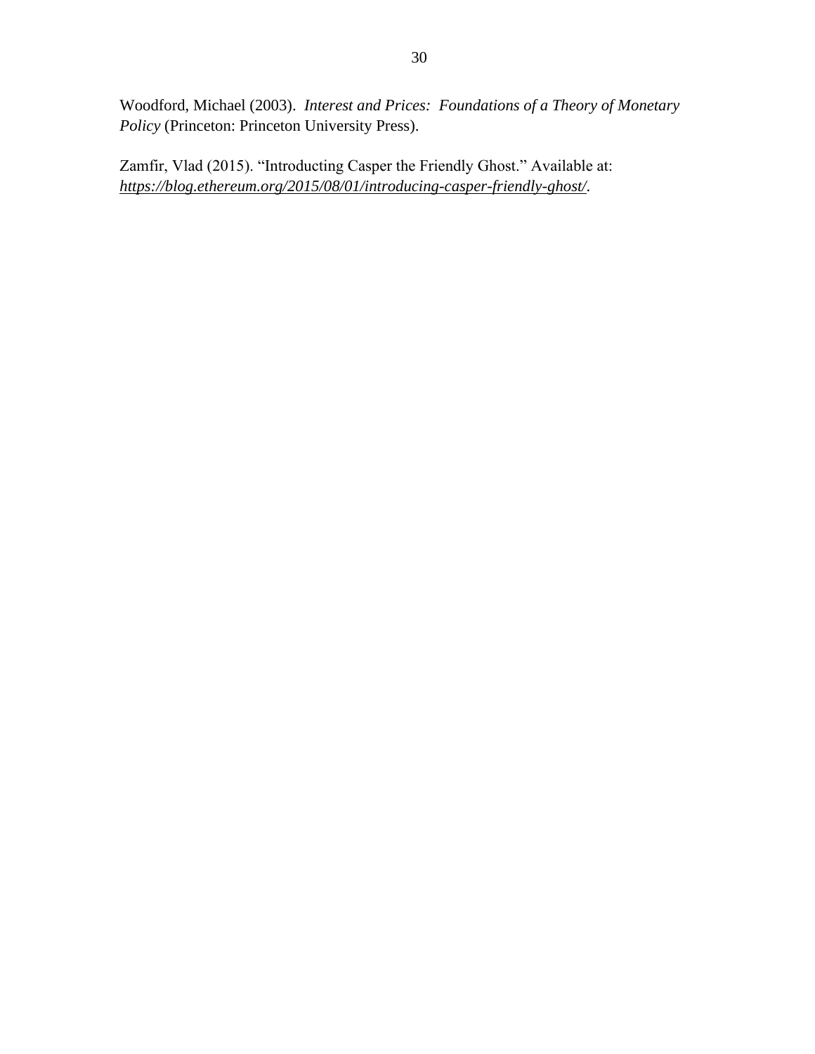Woodford, Michael (2003). *Interest and Prices: Foundations of a Theory of Monetary Policy* (Princeton: Princeton University Press).

Zamfir, Vlad (2015). "Introducting Casper the Friendly Ghost." Available at: *https://blog.ethereum.org/2015/08/01/introducing-casper-friendly-ghost/*.